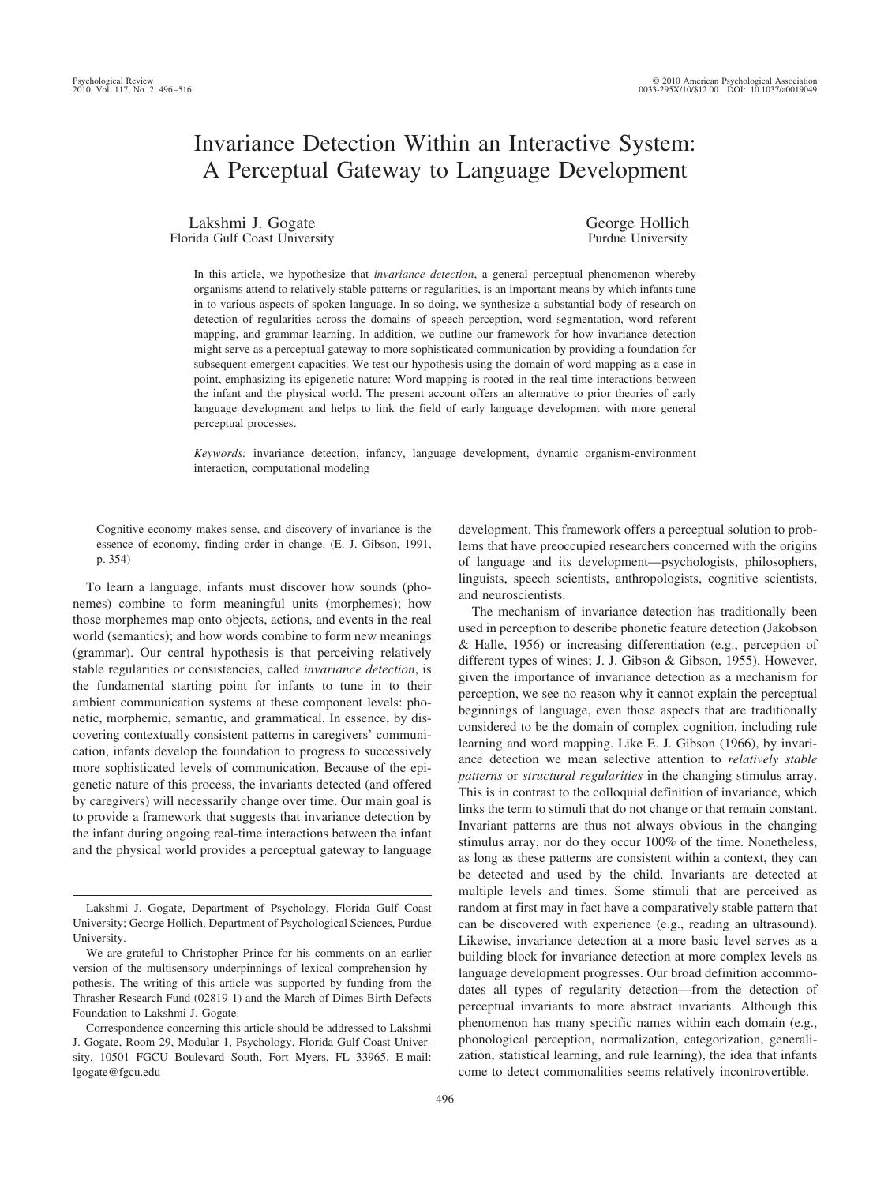# Invariance Detection Within an Interactive System: A Perceptual Gateway to Language Development

Lakshmi J. Gogate
Florida Gulf Coast University

George Hollich
Purdue University

In this article, we hypothesize that *invariance detection*, a general perceptual phenomenon whereby organisms attend to relatively stable patterns or regularities, is an important means by which infants tune in to various aspects of spoken language. In so doing, we synthesize a substantial body of research on detection of regularities across the domains of speech perception, word segmentation, word–referent mapping, and grammar learning. In addition, we outline our framework for how invariance detection might serve as a perceptual gateway to more sophisticated communication by providing a foundation for subsequent emergent capacities. We test our hypothesis using the domain of word mapping as a case in point, emphasizing its epigenetic nature: Word mapping is rooted in the real-time interactions between the infant and the physical world. The present account offers an alternative to prior theories of early language development and helps to link the field of early language development with more general perceptual processes.

*Keywords:* invariance detection, infancy, language development, dynamic organism-environment interaction, computational modeling

> Cognitive economy makes sense, and discovery of invariance is the essence of economy, finding order in change. (E. J. Gibson, 1991, p. 354)

To learn a language, infants must discover how sounds (phonemes) combine to form meaningful units (morphemes); how those morphemes map onto objects, actions, and events in the real world (semantics); and how words combine to form new meanings (grammar). Our central hypothesis is that perceiving relatively stable regularities or consistencies, called *invariance detection*, is the fundamental starting point for infants to tune in to their ambient communication systems at these component levels: phonetic, morphemic, semantic, and grammatical. In essence, by discovering contextually consistent patterns in caregivers' communication, infants develop the foundation to progress to successively more sophisticated levels of communication. Because of the epigenetic nature of this process, the invariants detected (and offered by caregivers) will necessarily change over time. Our main goal is to provide a framework that suggests that invariance detection by the infant during ongoing real-time interactions between the infant and the physical world provides a perceptual gateway to language development. This framework offers a perceptual solution to problems that have preoccupied researchers concerned with the origins of language and its development—psychologists, philosophers, linguists, speech scientists, anthropologists, cognitive scientists, and neuroscientists.

The mechanism of invariance detection has traditionally been used in perception to describe phonetic feature detection (Jakobson & Halle, 1956) or increasing differentiation (e.g., perception of different types of wines; J. J. Gibson & Gibson, 1955). However, given the importance of invariance detection as a mechanism for perception, we see no reason why it cannot explain the perceptual beginnings of language, even those aspects that are traditionally considered to be the domain of complex cognition, including rule learning and word mapping. Like E. J. Gibson (1966), by invariance detection we mean selective attention to *relatively stable patterns* or *structural regularities* in the changing stimulus array. This is in contrast to the colloquial definition of invariance, which links the term to stimuli that do not change or that remain constant. Invariant patterns are thus not always obvious in the changing stimulus array, nor do they occur 100% of the time. Nonetheless, as long as these patterns are consistent within a context, they can be detected and used by the child. Invariants are detected at multiple levels and times. Some stimuli that are perceived as random at first may in fact have a comparatively stable pattern that can be discovered with experience (e.g., reading an ultrasound). Likewise, invariance detection at a more basic level serves as a building block for invariance detection at more complex levels as language development progresses. Our broad definition accommodates all types of regularity detection—from the detection of perceptual invariants to more abstract invariants. Although this phenomenon has many specific names within each domain (e.g., phonological perception, normalization, categorization, generalization, statistical learning, and rule learning), the idea that infants come to detect commonalities seems relatively incontrovertible.

---

Lakshmi J. Gogate, Department of Psychology, Florida Gulf Coast University; George Hollich, Department of Psychological Sciences, Purdue University.

We are grateful to Christopher Prince for his comments on an earlier version of the multisensory underpinnings of lexical comprehension hypothesis. The writing of this article was supported by funding from the Thrasher Research Fund (02819-1) and the March of Dimes Birth Defects Foundation to Lakshmi J. Gogate.

Correspondence concerning this article should be addressed to Lakshmi J. Gogate, Room 29, Modular 1, Psychology, Florida Gulf Coast University, 10501 FGCU Boulevard South, Fort Myers, FL 33965. E-mail: lgogate@fgcu.edu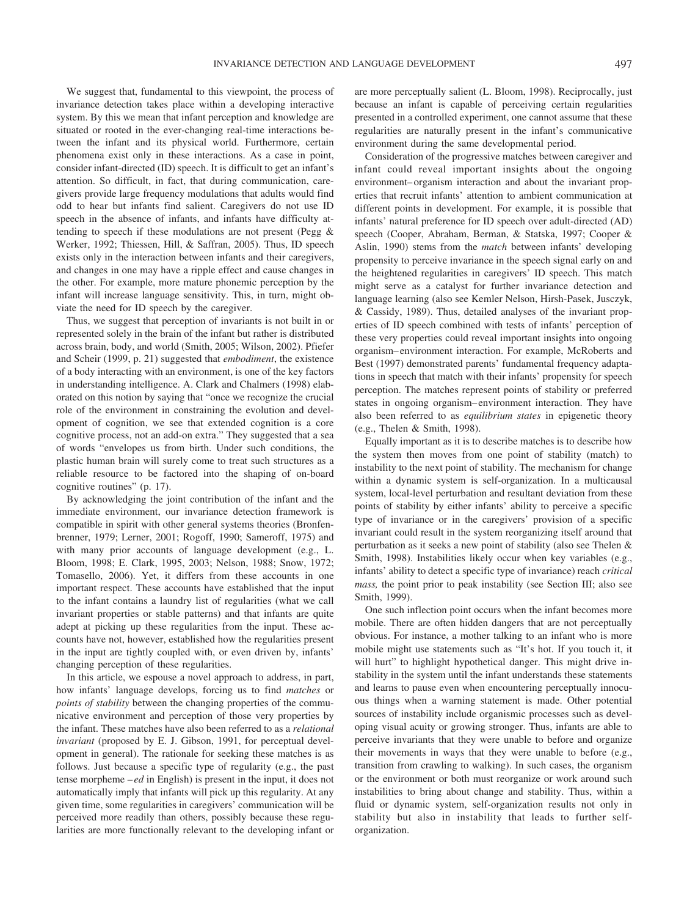We suggest that, fundamental to this viewpoint, the process of invariance detection takes place within a developing interactive system. By this we mean that infant perception and knowledge are situated or rooted in the ever-changing real-time interactions between the infant and its physical world. Furthermore, certain phenomena exist only in these interactions. As a case in point, consider infant-directed (ID) speech. It is difficult to get an infant's attention. So difficult, in fact, that during communication, caregivers provide large frequency modulations that adults would find odd to hear but infants find salient. Caregivers do not use ID speech in the absence of infants, and infants have difficulty attending to speech if these modulations are not present (Pegg & Werker, 1992; Thiessen, Hill, & Saffran, 2005). Thus, ID speech exists only in the interaction between infants and their caregivers, and changes in one may have a ripple effect and cause changes in the other. For example, more mature phonemic perception by the infant will increase language sensitivity. This, in turn, might obviate the need for ID speech by the caregiver.

Thus, we suggest that perception of invariants is not built in or represented solely in the brain of the infant but rather is distributed across brain, body, and world (Smith, 2005; Wilson, 2002). Pfiefer and Scheir (1999, p. 21) suggested that *embodiment*, the existence of a body interacting with an environment, is one of the key factors in understanding intelligence. A. Clark and Chalmers (1998) elaborated on this notion by saying that "once we recognize the crucial role of the environment in constraining the evolution and development of cognition, we see that extended cognition is a core cognitive process, not an add-on extra." They suggested that a sea of words "envelopes us from birth. Under such conditions, the plastic human brain will surely come to treat such structures as a reliable resource to be factored into the shaping of on-board cognitive routines" (p. 17).

By acknowledging the joint contribution of the infant and the immediate environment, our invariance detection framework is compatible in spirit with other general systems theories (Bronfenbrenner, 1979; Lerner, 2001; Rogoff, 1990; Sameroff, 1975) and with many prior accounts of language development (e.g., L. Bloom, 1998; E. Clark, 1995, 2003; Nelson, 1988; Snow, 1972; Tomasello, 2006). Yet, it differs from these accounts in one important respect. These accounts have established that the input to the infant contains a laundry list of regularities (what we call invariant properties or stable patterns) and that infants are quite adept at picking up these regularities from the input. These accounts have not, however, established how the regularities present in the input are tightly coupled with, or even driven by, infants' changing perception of these regularities.

In this article, we espouse a novel approach to address, in part, how infants' language develops, forcing us to find *matches* or *points of stability* between the changing properties of the communicative environment and perception of those very properties by the infant. These matches have also been referred to as a *relational invariant* (proposed by E. J. Gibson, 1991, for perceptual development in general). The rationale for seeking these matches is as follows. Just because a specific type of regularity (e.g., the past tense morpheme *–ed* in English) is present in the input, it does not automatically imply that infants will pick up this regularity. At any given time, some regularities in caregivers' communication will be perceived more readily than others, possibly because these regularities are more functionally relevant to the developing infant or are more perceptually salient (L. Bloom, 1998). Reciprocally, just because an infant is capable of perceiving certain regularities presented in a controlled experiment, one cannot assume that these regularities are naturally present in the infant's communicative environment during the same developmental period.

Consideration of the progressive matches between caregiver and infant could reveal important insights about the ongoing environment–organism interaction and about the invariant properties that recruit infants' attention to ambient communication at different points in development. For example, it is possible that infants' natural preference for ID speech over adult-directed (AD) speech (Cooper, Abraham, Berman, & Statska, 1997; Cooper & Aslin, 1990) stems from the *match* between infants' developing propensity to perceive invariance in the speech signal early on and the heightened regularities in caregivers' ID speech. This match might serve as a catalyst for further invariance detection and language learning (also see Kemler Nelson, Hirsh-Pasek, Jusczyk, & Cassidy, 1989). Thus, detailed analyses of the invariant properties of ID speech combined with tests of infants' perception of these very properties could reveal important insights into ongoing organism–environment interaction. For example, McRoberts and Best (1997) demonstrated parents' fundamental frequency adaptations in speech that match with their infants' propensity for speech perception. The matches represent points of stability or preferred states in ongoing organism–environment interaction. They have also been referred to as *equilibrium states* in epigenetic theory (e.g., Thelen & Smith, 1998).

Equally important as it is to describe matches is to describe how the system then moves from one point of stability (match) to instability to the next point of stability. The mechanism for change within a dynamic system is self-organization. In a multicausal system, local-level perturbation and resultant deviation from these points of stability by either infants' ability to perceive a specific type of invariance or in the caregivers' provision of a specific invariant could result in the system reorganizing itself around that perturbation as it seeks a new point of stability (also see Thelen & Smith, 1998). Instabilities likely occur when key variables (e.g., infants' ability to detect a specific type of invariance) reach *critical mass,* the point prior to peak instability (see Section III; also see Smith, 1999).

One such inflection point occurs when the infant becomes more mobile. There are often hidden dangers that are not perceptually obvious. For instance, a mother talking to an infant who is more mobile might use statements such as "It's hot. If you touch it, it will hurt" to highlight hypothetical danger. This might drive instability in the system until the infant understands these statements and learns to pause even when encountering perceptually innocuous things when a warning statement is made. Other potential sources of instability include organismic processes such as developing visual acuity or growing stronger. Thus, infants are able to perceive invariants that they were unable to before and organize their movements in ways that they were unable to before (e.g., transition from crawling to walking). In such cases, the organism or the environment or both must reorganize or work around such instabilities to bring about change and stability. Thus, within a fluid or dynamic system, self-organization results not only in stability but also in instability that leads to further self-organization.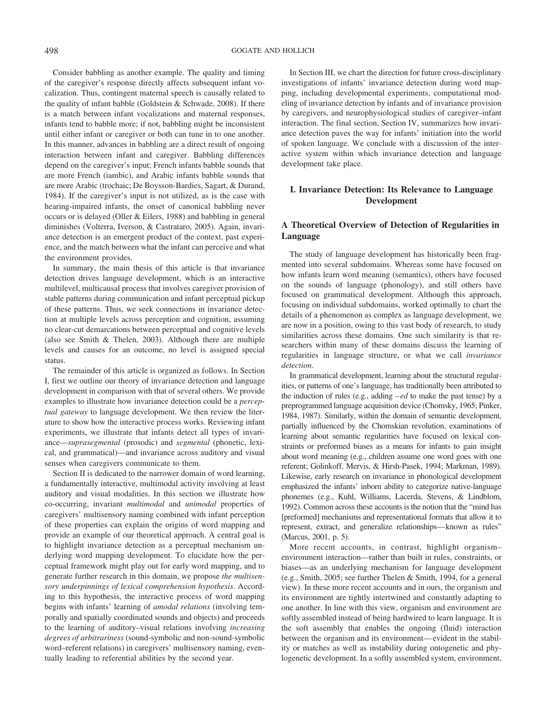Consider babbling as another example. The quality and timing of the caregiver's response directly affects subsequent infant vocalization. Thus, contingent maternal speech is causally related to the quality of infant babble (Goldstein & Schwade, 2008). If there is a match between infant vocalizations and maternal responses, infants tend to babble more; if not, babbling might be inconsistent until either infant or caregiver or both can tune in to one another. In this manner, advances in babbling are a direct result of ongoing interaction between infant and caregiver. Babbling differences depend on the caregiver's input; French infants babble sounds that are more French (iambic), and Arabic infants babble sounds that are more Arabic (trochaic; De Boysson-Bardies, Sagart, & Durand, 1984). If the caregiver's input is not utilized, as is the case with hearing-impaired infants, the onset of canonical babbling never occurs or is delayed (Oller & Eilers, 1988) and babbling in general diminishes (Volterra, Iverson, & Castrataro, 2005). Again, invariance detection is an emergent product of the context, past experience, and the match between what the infant can perceive and what the environment provides.

In summary, the main thesis of this article is that invariance detection drives language development, which is an interactive multilevel, multicausal process that involves caregiver provision of stable patterns during communication and infant perceptual pickup of these patterns. Thus, we seek connections in invariance detection at multiple levels across perception and cognition, assuming no clear-cut demarcations between perceptual and cognitive levels (also see Smith & Thelen, 2003). Although there are multiple levels and causes for an outcome, no level is assigned special status.

The remainder of this article is organized as follows. In Section I, first we outline our theory of invariance detection and language development in comparison with that of several others. We provide examples to illustrate how invariance detection could be a *perceptual gateway* to language development. We then review the literature to show how the interactive process works. Reviewing infant experiments, we illustrate that infants detect all types of invariance—*suprasegmental* (prosodic) and *segmental* (phonetic, lexical, and grammatical)—and invariance across auditory and visual senses when caregivers communicate to them.

Section II is dedicated to the narrower domain of word learning, a fundamentally interactive, multimodal activity involving at least auditory and visual modalities. In this section we illustrate how co-occurring, invariant *multimodal* and *unimodal* properties of caregivers' multisensory naming combined with infant perception of these properties can explain the origins of word mapping and provide an example of our theoretical approach. A central goal is to highlight invariance detection as a perceptual mechanism underlying word mapping development. To elucidate how the perceptual framework might play out for early word mapping, and to generate further research in this domain, we propose *the multisensory underpinnings of lexical comprehension hypothesis*. According to this hypothesis, the interactive process of word mapping begins with infants' learning of *amodal relations* (involving temporally and spatially coordinated sounds and objects) and proceeds to the learning of auditory–visual relations involving *increasing degrees of arbitrariness* (sound-symbolic and non-sound-symbolic word–referent relations) in caregivers' multisensory naming, eventually leading to referential abilities by the second year.

In Section III, we chart the direction for future cross-disciplinary investigations of infants' invariance detection during word mapping, including developmental experiments, computational modeling of invariance detection by infants and of invariance provision by caregivers, and neurophysiological studies of caregiver–infant interaction. The final section, Section IV, summarizes how invariance detection paves the way for infants' initiation into the world of spoken language. We conclude with a discussion of the interactive system within which invariance detection and language development take place.

## I. Invariance Detection: Its Relevance to Language Development

### A Theoretical Overview of Detection of Regularities in Language

The study of language development has historically been fragmented into several subdomains. Whereas some have focused on how infants learn word meaning (semantics), others have focused on the sounds of language (phonology), and still others have focused on grammatical development. Although this approach, focusing on individual subdomains, worked optimally to chart the details of a phenomenon as complex as language development, we are now in a position, owing to this vast body of research, to study similarities across these domains. One such similarity is that researchers within many of these domains discuss the learning of regularities in language structure, or what we call *invariance detection*.

In grammatical development, learning about the structural regularities, or patterns of one's language, has traditionally been attributed to the induction of rules (e.g., adding *–ed* to make the past tense) by a preprogrammed language acquisition device (Chomsky, 1965; Pinker, 1984, 1987). Similarly, within the domain of semantic development, partially influenced by the Chomskian revolution, examinations of learning about semantic regularities have focused on lexical constraints or preformed biases as a means for infants to gain insight about word meaning (e.g., children assume one word goes with one referent; Golinkoff, Mervis, & Hirsh-Pasek, 1994; Markman, 1989). Likewise, early research on invariance in phonological development emphasized the infants' inborn ability to categorize native-language phonemes (e.g., Kuhl, Williams, Lacerda, Stevens, & Lindblom, 1992). Common across these accounts is the notion that the "mind has [preformed] mechanisms and representational formats that allow it to represent, extract, and generalize relationships—known as rules" (Marcus, 2001, p. 5).

More recent accounts, in contrast, highlight organism–environment interaction—rather than built in rules, constraints, or biases—as an underlying mechanism for language development (e.g., Smith, 2005; see further Thelen & Smith, 1994, for a general view). In these more recent accounts and in ours, the organism and its environment are tightly intertwined and constantly adapting to one another. In line with this view, organism and environment are softly assembled instead of being hardwired to learn language. It is the soft assembly that enables the ongoing (fluid) interaction between the organism and its environment—evident in the stability or matches as well as instability during ontogenetic and phylogenetic development. In a softly assembled system, environment,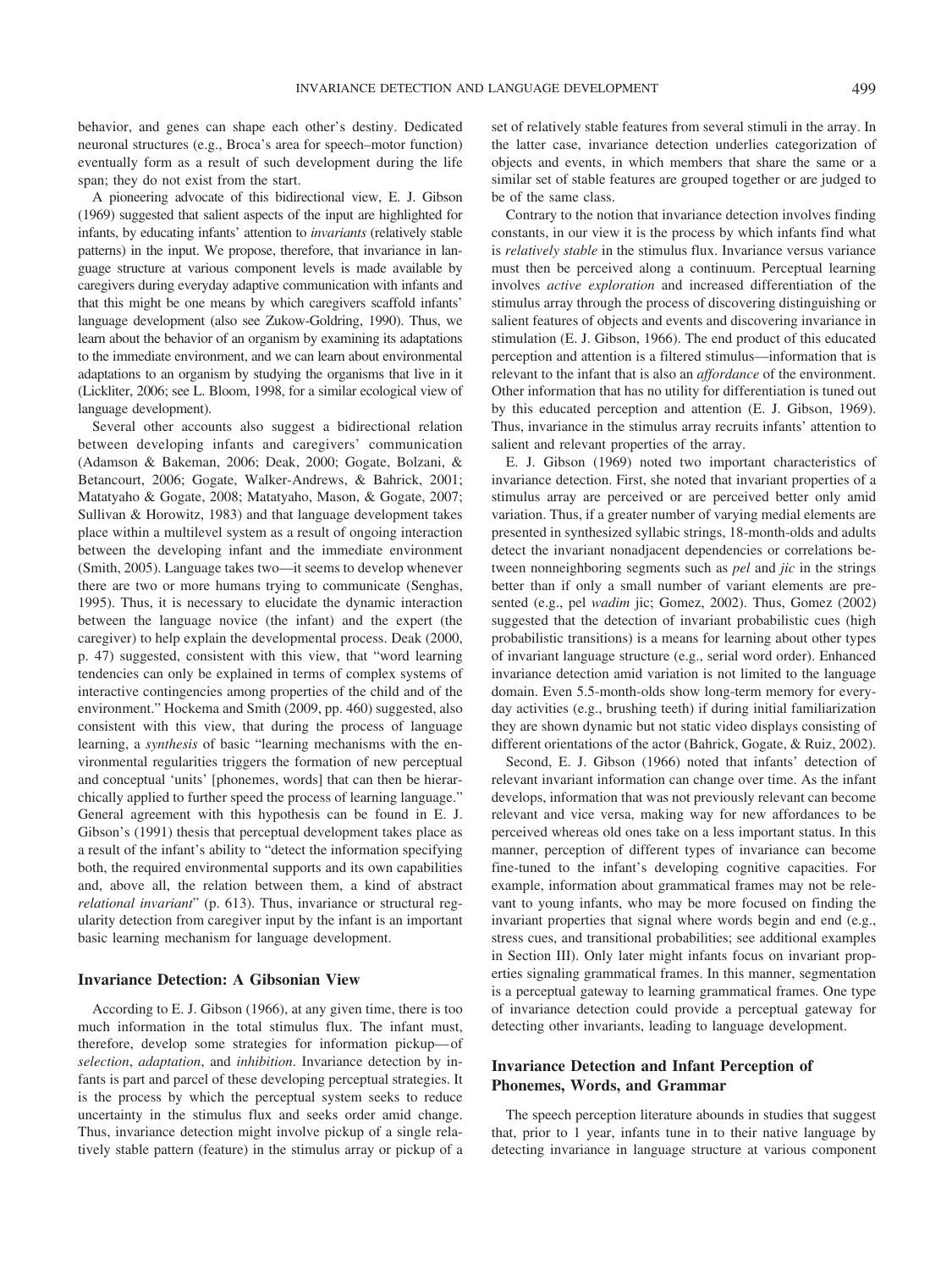behavior, and genes can shape each other's destiny. Dedicated neuronal structures (e.g., Broca's area for speech–motor function) eventually form as a result of such development during the life span; they do not exist from the start.

A pioneering advocate of this bidirectional view, E. J. Gibson (1969) suggested that salient aspects of the input are highlighted for infants, by educating infants' attention to *invariants* (relatively stable patterns) in the input. We propose, therefore, that invariance in language structure at various component levels is made available by caregivers during everyday adaptive communication with infants and that this might be one means by which caregivers scaffold infants' language development (also see Zukow-Goldring, 1990). Thus, we learn about the behavior of an organism by examining its adaptations to the immediate environment, and we can learn about environmental adaptations to an organism by studying the organisms that live in it (Lickliter, 2006; see L. Bloom, 1998, for a similar ecological view of language development).

Several other accounts also suggest a bidirectional relation between developing infants and caregivers' communication (Adamson & Bakeman, 2006; Deak, 2000; Gogate, Bolzani, & Betancourt, 2006; Gogate, Walker-Andrews, & Bahrick, 2001; Matatyaho & Gogate, 2008; Matatyaho, Mason, & Gogate, 2007; Sullivan & Horowitz, 1983) and that language development takes place within a multilevel system as a result of ongoing interaction between the developing infant and the immediate environment (Smith, 2005). Language takes two—it seems to develop whenever there are two or more humans trying to communicate (Senghas, 1995). Thus, it is necessary to elucidate the dynamic interaction between the language novice (the infant) and the expert (the caregiver) to help explain the developmental process. Deak (2000, p. 47) suggested, consistent with this view, that "word learning tendencies can only be explained in terms of complex systems of interactive contingencies among properties of the child and of the environment." Hockema and Smith (2009, pp. 460) suggested, also consistent with this view, that during the process of language learning, a *synthesis* of basic "learning mechanisms with the environmental regularities triggers the formation of new perceptual and conceptual 'units' [phonemes, words] that can then be hierarchically applied to further speed the process of learning language." General agreement with this hypothesis can be found in E. J. Gibson's (1991) thesis that perceptual development takes place as a result of the infant's ability to "detect the information specifying both, the required environmental supports and its own capabilities and, above all, the relation between them, a kind of abstract *relational invariant*" (p. 613). Thus, invariance or structural regularity detection from caregiver input by the infant is an important basic learning mechanism for language development.

## Invariance Detection: A Gibsonian View

According to E. J. Gibson (1966), at any given time, there is too much information in the total stimulus flux. The infant must, therefore, develop some strategies for information pickup—of *selection*, *adaptation*, and *inhibition*. Invariance detection by infants is part and parcel of these developing perceptual strategies. It is the process by which the perceptual system seeks to reduce uncertainty in the stimulus flux and seeks order amid change. Thus, invariance detection might involve pickup of a single relatively stable pattern (feature) in the stimulus array or pickup of a set of relatively stable features from several stimuli in the array. In the latter case, invariance detection underlies categorization of objects and events, in which members that share the same or a similar set of stable features are grouped together or are judged to be of the same class.

Contrary to the notion that invariance detection involves finding constants, in our view it is the process by which infants find what is *relatively stable* in the stimulus flux. Invariance versus variance must then be perceived along a continuum. Perceptual learning involves *active exploration* and increased differentiation of the stimulus array through the process of discovering distinguishing or salient features of objects and events and discovering invariance in stimulation (E. J. Gibson, 1966). The end product of this educated perception and attention is a filtered stimulus—information that is relevant to the infant that is also an *affordance* of the environment. Other information that has no utility for differentiation is tuned out by this educated perception and attention (E. J. Gibson, 1969). Thus, invariance in the stimulus array recruits infants' attention to salient and relevant properties of the array.

E. J. Gibson (1969) noted two important characteristics of invariance detection. First, she noted that invariant properties of a stimulus array are perceived or are perceived better only amid variation. Thus, if a greater number of varying medial elements are presented in synthesized syllabic strings, 18-month-olds and adults detect the invariant nonadjacent dependencies or correlations between nonneighboring segments such as *pel* and *jic* in the strings better than if only a small number of variant elements are presented (e.g., pel *wadim* jic; Gomez, 2002). Thus, Gomez (2002) suggested that the detection of invariant probabilistic cues (high probabilistic transitions) is a means for learning about other types of invariant language structure (e.g., serial word order). Enhanced invariance detection amid variation is not limited to the language domain. Even 5.5-month-olds show long-term memory for everyday activities (e.g., brushing teeth) if during initial familiarization they are shown dynamic but not static video displays consisting of different orientations of the actor (Bahrick, Gogate, & Ruiz, 2002).

Second, E. J. Gibson (1966) noted that infants' detection of relevant invariant information can change over time. As the infant develops, information that was not previously relevant can become relevant and vice versa, making way for new affordances to be perceived whereas old ones take on a less important status. In this manner, perception of different types of invariance can become fine-tuned to the infant's developing cognitive capacities. For example, information about grammatical frames may not be relevant to young infants, who may be more focused on finding the invariant properties that signal where words begin and end (e.g., stress cues, and transitional probabilities; see additional examples in Section III). Only later might infants focus on invariant properties signaling grammatical frames. In this manner, segmentation is a perceptual gateway to learning grammatical frames. One type of invariance detection could provide a perceptual gateway for detecting other invariants, leading to language development.

## Invariance Detection and Infant Perception of Phonemes, Words, and Grammar

The speech perception literature abounds in studies that suggest that, prior to 1 year, infants tune in to their native language by detecting invariance in language structure at various component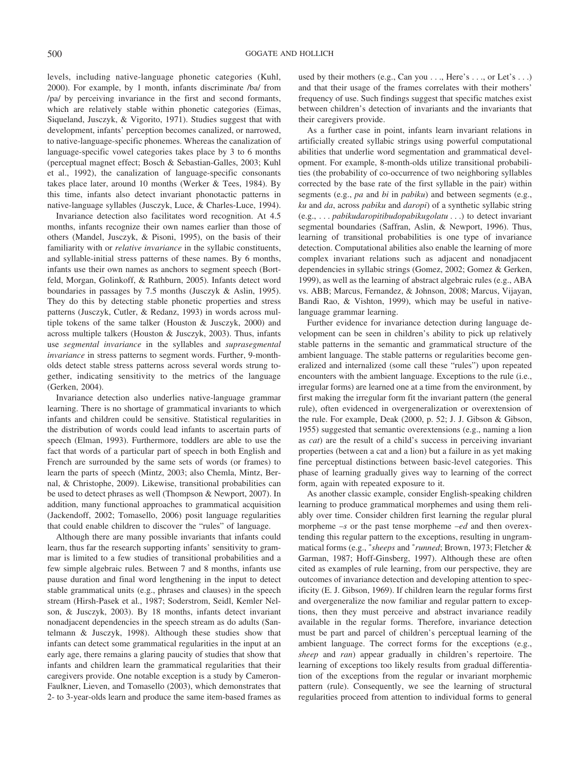levels, including native-language phonetic categories (Kuhl, 2000). For example, by 1 month, infants discriminate /ba/ from /pa/ by perceiving invariance in the first and second formants, which are relatively stable within phonetic categories (Eimas, Siqueland, Jusczyk, & Vigorito, 1971). Studies suggest that with development, infants' perception becomes canalized, or narrowed, to native-language-specific phonemes. Whereas the canalization of language-specific vowel categories takes place by 3 to 6 months (perceptual magnet effect; Bosch & Sebastian-Galles, 2003; Kuhl et al., 1992), the canalization of language-specific consonants takes place later, around 10 months (Werker & Tees, 1984). By this time, infants also detect invariant phonotactic patterns in native-language syllables (Jusczyk, Luce, & Charles-Luce, 1994).

Invariance detection also facilitates word recognition. At 4.5 months, infants recognize their own names earlier than those of others (Mandel, Jusczyk, & Pisoni, 1995), on the basis of their familiarity with or *relative invariance* in the syllabic constituents, and syllable-initial stress patterns of these names. By 6 months, infants use their own names as anchors to segment speech (Bortfeld, Morgan, Golinkoff, & Rathburn, 2005). Infants detect word boundaries in passages by 7.5 months (Jusczyk & Aslin, 1995). They do this by detecting stable phonetic properties and stress patterns (Jusczyk, Cutler, & Redanz, 1993) in words across multiple tokens of the same talker (Houston & Jusczyk, 2000) and across multiple talkers (Houston & Jusczyk, 2003). Thus, infants use *segmental invariance* in the syllables and *suprasegmental invariance* in stress patterns to segment words. Further, 9-month-olds detect stable stress patterns across several words strung together, indicating sensitivity to the metrics of the language (Gerken, 2004).

Invariance detection also underlies native-language grammar learning. There is no shortage of grammatical invariants to which infants and children could be sensitive. Statistical regularities in the distribution of words could lead infants to ascertain parts of speech (Elman, 1993). Furthermore, toddlers are able to use the fact that words of a particular part of speech in both English and French are surrounded by the same sets of words (or frames) to learn the parts of speech (Mintz, 2003; also Chemla, Mintz, Bernal, & Christophe, 2009). Likewise, transitional probabilities can be used to detect phrases as well (Thompson & Newport, 2007). In addition, many functional approaches to grammatical acquisition (Jackendoff, 2002; Tomasello, 2006) posit language regularities that could enable children to discover the "rules" of language.

Although there are many possible invariants that infants could learn, thus far the research supporting infants' sensitivity to grammar is limited to a few studies of transitional probabilities and a few simple algebraic rules. Between 7 and 8 months, infants use pause duration and final word lengthening in the input to detect stable grammatical units (e.g., phrases and clauses) in the speech stream (Hirsh-Pasek et al., 1987; Soderstrom, Seidl, Kemler Nelson, & Jusczyk, 2003). By 18 months, infants detect invariant nonadjacent dependencies in the speech stream as do adults (Santelmann & Jusczyk, 1998). Although these studies show that infants can detect some grammatical regularities in the input at an early age, there remains a glaring paucity of studies that show that infants and children learn the grammatical regularities that their caregivers provide. One notable exception is a study by Cameron-Faulkner, Lieven, and Tomasello (2003), which demonstrates that 2- to 3-year-olds learn and produce the same item-based frames as used by their mothers (e.g., Can you . . ., Here's . . ., or Let's . . .) and that their usage of the frames correlates with their mothers' frequency of use. Such findings suggest that specific matches exist between children's detection of invariants and the invariants that their caregivers provide.

As a further case in point, infants learn invariant relations in artificially created syllabic strings using powerful computational abilities that underlie word segmentation and grammatical development. For example, 8-month-olds utilize transitional probabilities (the probability of co-occurrence of two neighboring syllables corrected by the base rate of the first syllable in the pair) within segments (e.g., *pa* and *bi* in *pabiku*) and between segments (e.g., *ku* and *da*, across *pabiku* and *daropi*) of a synthetic syllabic string (e.g., . . . *pabikudaropitibudopabikugolatu* . . .) to detect invariant segmental boundaries (Saffran, Aslin, & Newport, 1996). Thus, learning of transitional probabilities is one type of invariance detection. Computational abilities also enable the learning of more complex invariant relations such as adjacent and nonadjacent dependencies in syllabic strings (Gomez, 2002; Gomez & Gerken, 1999), as well as the learning of abstract algebraic rules (e.g., ABA vs. ABB; Marcus, Fernandez, & Johnson, 2008; Marcus, Vijayan, Bandi Rao, & Vishton, 1999), which may be useful in native-language grammar learning.

Further evidence for invariance detection during language development can be seen in children's ability to pick up relatively stable patterns in the semantic and grammatical structure of the ambient language. The stable patterns or regularities become generalized and internalized (some call these "rules") upon repeated encounters with the ambient language. Exceptions to the rule (i.e., irregular forms) are learned one at a time from the environment, by first making the irregular form fit the invariant pattern (the general rule), often evidenced in overgeneralization or overextension of the rule. For example, Deak (2000, p. 52; J. J. Gibson & Gibson, 1955) suggested that semantic overextensions (e.g., naming a lion as *cat*) are the result of a child's success in perceiving invariant properties (between a cat and a lion) but a failure in as yet making fine perceptual distinctions between basic-level categories. This phase of learning gradually gives way to learning of the correct form, again with repeated exposure to it.

As another classic example, consider English-speaking children learning to produce grammatical morphemes and using them reliably over time. Consider children first learning the regular plural morpheme *–s* or the past tense morpheme *–ed* and then overextending this regular pattern to the exceptions, resulting in ungrammatical forms (e.g., *\*sheeps* and *\*runned*; Brown, 1973; Fletcher & Garman, 1987; Hoff-Ginsberg, 1997). Although these are often cited as examples of rule learning, from our perspective, they are outcomes of invariance detection and developing attention to specificity (E. J. Gibson, 1969). If children learn the regular forms first and overgeneralize the now familiar and regular pattern to exceptions, then they must perceive and abstract invariance readily available in the regular forms. Therefore, invariance detection must be part and parcel of children's perceptual learning of the ambient language. The correct forms for the exceptions (e.g., *sheep* and *ran*) appear gradually in children's repertoire. The learning of exceptions too likely results from gradual differentiation of the exceptions from the regular or invariant morphemic pattern (rule). Consequently, we see the learning of structural regularities proceed from attention to individual forms to general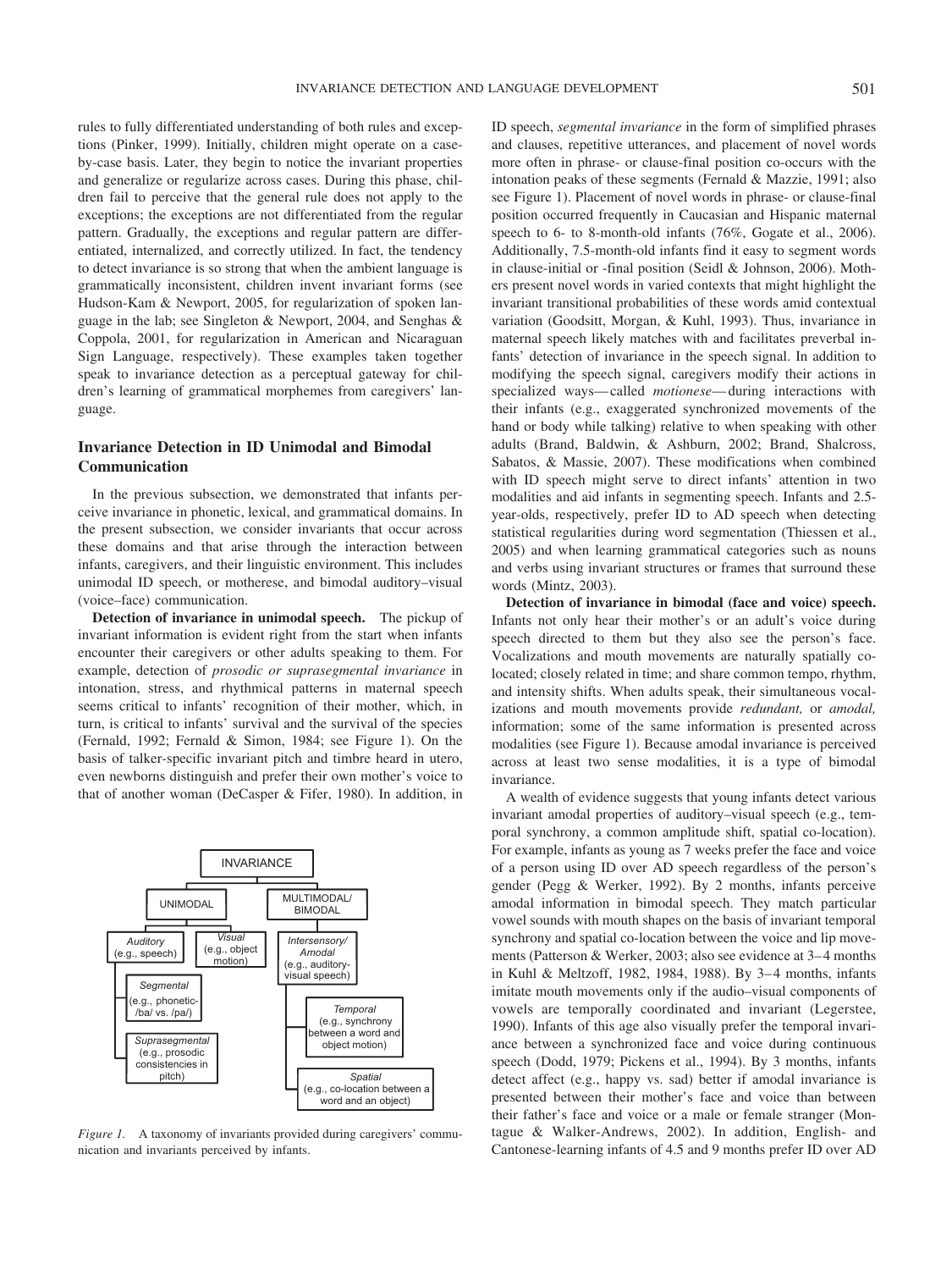rules to fully differentiated understanding of both rules and exceptions (Pinker, 1999). Initially, children might operate on a case-by-case basis. Later, they begin to notice the invariant properties and generalize or regularize across cases. During this phase, children fail to perceive that the general rule does not apply to the exceptions; the exceptions are not differentiated from the regular pattern. Gradually, the exceptions and regular pattern are differentiated, internalized, and correctly utilized. In fact, the tendency to detect invariance is so strong that when the ambient language is grammatically inconsistent, children invent invariant forms (see Hudson-Kam & Newport, 2005, for regularization of spoken language in the lab; see Singleton & Newport, 2004, and Senghas & Coppola, 2001, for regularization in American and Nicaraguan Sign Language, respectively). These examples taken together speak to invariance detection as a perceptual gateway for children's learning of grammatical morphemes from caregivers' language.

## Invariance Detection in ID Unimodal and Bimodal Communication

In the previous subsection, we demonstrated that infants perceive invariance in phonetic, lexical, and grammatical domains. In the present subsection, we consider invariants that occur across these domains and that arise through the interaction between infants, caregivers, and their linguistic environment. This includes unimodal ID speech, or motherese, and bimodal auditory–visual (voice–face) communication.

**Detection of invariance in unimodal speech.** The pickup of invariant information is evident right from the start when infants encounter their caregivers or other adults speaking to them. For example, detection of *prosodic or suprasegmental invariance* in intonation, stress, and rhythmical patterns in maternal speech seems critical to infants' recognition of their mother, which, in turn, is critical to infants' survival and the survival of the species (Fernald, 1992; Fernald & Simon, 1984; see Figure 1). On the basis of talker-specific invariant pitch and timbre heard in utero, even newborns distinguish and prefer their own mother's voice to that of another woman (DeCasper & Fifer, 1980). In addition, in ID speech, *segmental invariance* in the form of simplified phrases and clauses, repetitive utterances, and placement of novel words more often in phrase- or clause-final position co-occurs with the intonation peaks of these segments (Fernald & Mazzie, 1991; also see Figure 1). Placement of novel words in phrase- or clause-final position occurred frequently in Caucasian and Hispanic maternal speech to 6- to 8-month-old infants (76%, Gogate et al., 2006). Additionally, 7.5-month-old infants find it easy to segment words in clause-initial or -final position (Seidl & Johnson, 2006). Mothers present novel words in varied contexts that might highlight the invariant transitional probabilities of these words amid contextual variation (Goodsitt, Morgan, & Kuhl, 1993). Thus, invariance in maternal speech likely matches with and facilitates preverbal infants' detection of invariance in the speech signal. In addition to modifying the speech signal, caregivers modify their actions in specialized ways—called *motionese*—during interactions with their infants (e.g., exaggerated synchronized movements of the hand or body while talking) relative to when speaking with other adults (Brand, Baldwin, & Ashburn, 2002; Brand, Shalcross, Sabatos, & Massie, 2007). These modifications when combined with ID speech might serve to direct infants' attention in two modalities and aid infants in segmenting speech. Infants and 2.5-year-olds, respectively, prefer ID to AD speech when detecting statistical regularities during word segmentation (Thiessen et al., 2005) and when learning grammatical categories such as nouns and verbs using invariant structures or frames that surround these words (Mintz, 2003).

**Detection of invariance in bimodal (face and voice) speech.** Infants not only hear their mother's or an adult's voice during speech directed to them but they also see the person's face. Vocalizations and mouth movements are naturally spatially co-located; closely related in time; and share common tempo, rhythm, and intensity shifts. When adults speak, their simultaneous vocalizations and mouth movements provide *redundant,* or *amodal,* information; some of the same information is presented across modalities (see Figure 1). Because amodal invariance is perceived across at least two sense modalities, it is a type of bimodal invariance.

A wealth of evidence suggests that young infants detect various invariant amodal properties of auditory–visual speech (e.g., temporal synchrony, a common amplitude shift, spatial co-location). For example, infants as young as 7 weeks prefer the face and voice of a person using ID over AD speech regardless of the person's gender (Pegg & Werker, 1992). By 2 months, infants perceive amodal information in bimodal speech. They match particular vowel sounds with mouth shapes on the basis of invariant temporal synchrony and spatial co-location between the voice and lip movements (Patterson & Werker, 2003; also see evidence at 3–4 months in Kuhl & Meltzoff, 1982, 1984, 1988). By 3–4 months, infants imitate mouth movements only if the audio–visual components of vowels are temporally coordinated and invariant (Legerstee, 1990). Infants of this age also visually prefer the temporal invariance between a synchronized face and voice during continuous speech (Dodd, 1979; Pickens et al., 1994). By 3 months, infants detect affect (e.g., happy vs. sad) better if amodal invariance is presented between their mother's face and voice than between their father's face and voice or a male or female stranger (Montague & Walker-Andrews, 2002). In addition, English- and Cantonese-learning infants of 4.5 and 9 months prefer ID over AD

INVARIANCE
- UNIMODAL
  - *Auditory* (e.g., speech)
    - *Segmental* (e.g., phonetic- /ba/ vs. /pa/)
    - *Suprasegmental* (e.g., prosodic consistencies in pitch)
  - *Visual* (e.g., object motion)
- MULTIMODAL/ BIMODAL
  - *Intersensory/ Amodal* (e.g., auditory-visual speech)
    - *Temporal* (e.g., synchrony between a word and object motion)
    - *Spatial* (e.g., co-location between a word and an object)

*Figure 1.* A taxonomy of invariants provided during caregivers' communication and invariants perceived by infants.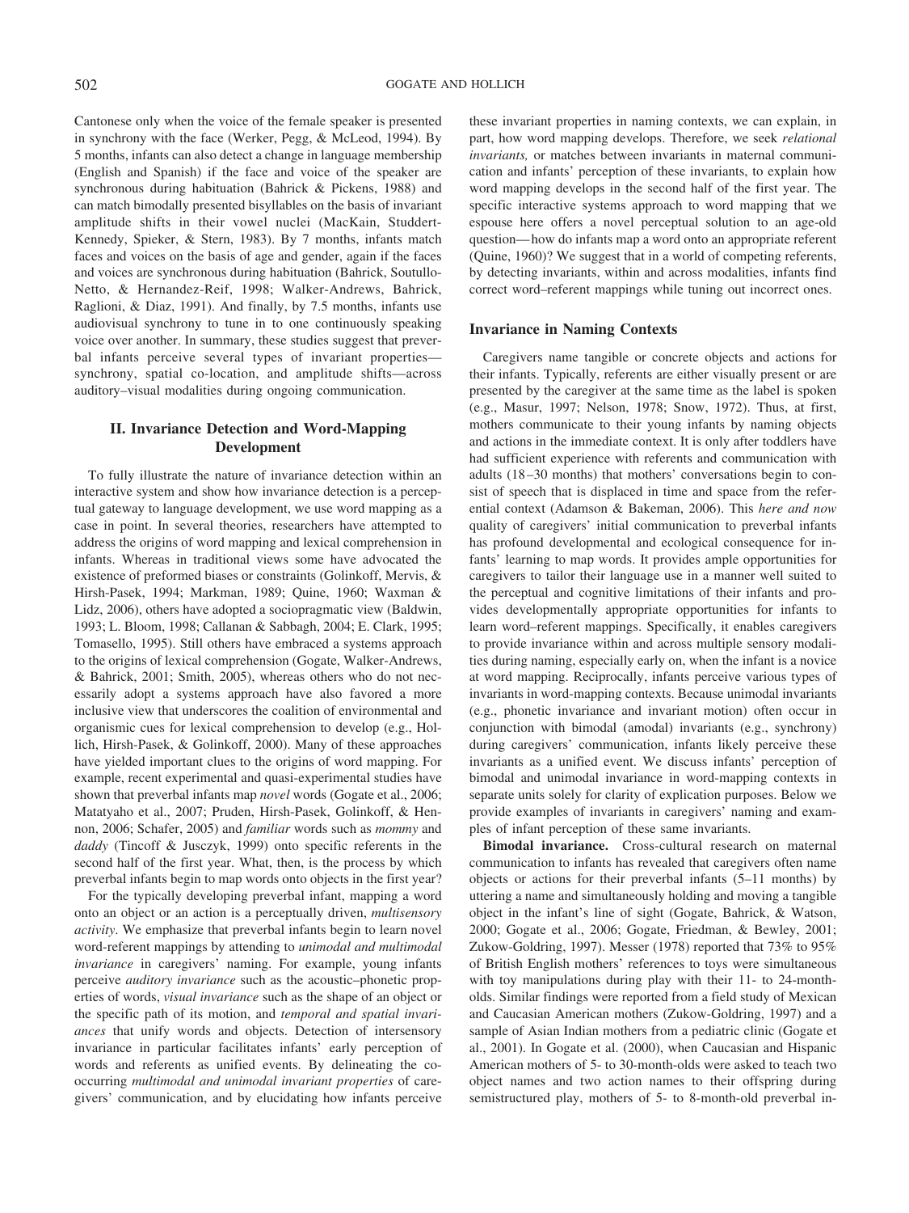Cantonese only when the voice of the female speaker is presented in synchrony with the face (Werker, Pegg, & McLeod, 1994). By 5 months, infants can also detect a change in language membership (English and Spanish) if the face and voice of the speaker are synchronous during habituation (Bahrick & Pickens, 1988) and can match bimodally presented bisyllables on the basis of invariant amplitude shifts in their vowel nuclei (MacKain, Studdert-Kennedy, Spieker, & Stern, 1983). By 7 months, infants match faces and voices on the basis of age and gender, again if the faces and voices are synchronous during habituation (Bahrick, Soutullo-Netto, & Hernandez-Reif, 1998; Walker-Andrews, Bahrick, Raglioni, & Diaz, 1991). And finally, by 7.5 months, infants use audiovisual synchrony to tune in to one continuously speaking voice over another. In summary, these studies suggest that preverbal infants perceive several types of invariant properties—synchrony, spatial co-location, and amplitude shifts—across auditory–visual modalities during ongoing communication.

## II. Invariance Detection and Word-Mapping Development

To fully illustrate the nature of invariance detection within an interactive system and show how invariance detection is a perceptual gateway to language development, we use word mapping as a case in point. In several theories, researchers have attempted to address the origins of word mapping and lexical comprehension in infants. Whereas in traditional views some have advocated the existence of preformed biases or constraints (Golinkoff, Mervis, & Hirsh-Pasek, 1994; Markman, 1989; Quine, 1960; Waxman & Lidz, 2006), others have adopted a sociopragmatic view (Baldwin, 1993; L. Bloom, 1998; Callanan & Sabbagh, 2004; E. Clark, 1995; Tomasello, 1995). Still others have embraced a systems approach to the origins of lexical comprehension (Gogate, Walker-Andrews, & Bahrick, 2001; Smith, 2005), whereas others who do not necessarily adopt a systems approach have also favored a more inclusive view that underscores the coalition of environmental and organismic cues for lexical comprehension to develop (e.g., Hollich, Hirsh-Pasek, & Golinkoff, 2000). Many of these approaches have yielded important clues to the origins of word mapping. For example, recent experimental and quasi-experimental studies have shown that preverbal infants map *novel* words (Gogate et al., 2006; Matatyaho et al., 2007; Pruden, Hirsh-Pasek, Golinkoff, & Hennon, 2006; Schafer, 2005) and *familiar* words such as *mommy* and *daddy* (Tincoff & Jusczyk, 1999) onto specific referents in the second half of the first year. What, then, is the process by which preverbal infants begin to map words onto objects in the first year?

For the typically developing preverbal infant, mapping a word onto an object or an action is a perceptually driven, *multisensory activity*. We emphasize that preverbal infants begin to learn novel word-referent mappings by attending to *unimodal and multimodal invariance* in caregivers' naming. For example, young infants perceive *auditory invariance* such as the acoustic–phonetic properties of words, *visual invariance* such as the shape of an object or the specific path of its motion, and *temporal and spatial invariances* that unify words and objects. Detection of intersensory invariance in particular facilitates infants' early perception of words and referents as unified events. By delineating the co-occurring *multimodal and unimodal invariant properties* of caregivers' communication, and by elucidating how infants perceive these invariant properties in naming contexts, we can explain, in part, how word mapping develops. Therefore, we seek *relational invariants,* or matches between invariants in maternal communication and infants' perception of these invariants, to explain how word mapping develops in the second half of the first year. The specific interactive systems approach to word mapping that we espouse here offers a novel perceptual solution to an age-old question—how do infants map a word onto an appropriate referent (Quine, 1960)? We suggest that in a world of competing referents, by detecting invariants, within and across modalities, infants find correct word–referent mappings while tuning out incorrect ones.

### Invariance in Naming Contexts

Caregivers name tangible or concrete objects and actions for their infants. Typically, referents are either visually present or are presented by the caregiver at the same time as the label is spoken (e.g., Masur, 1997; Nelson, 1978; Snow, 1972). Thus, at first, mothers communicate to their young infants by naming objects and actions in the immediate context. It is only after toddlers have had sufficient experience with referents and communication with adults (18–30 months) that mothers' conversations begin to consist of speech that is displaced in time and space from the referential context (Adamson & Bakeman, 2006). This *here and now* quality of caregivers' initial communication to preverbal infants has profound developmental and ecological consequence for infants' learning to map words. It provides ample opportunities for caregivers to tailor their language use in a manner well suited to the perceptual and cognitive limitations of their infants and provides developmentally appropriate opportunities for infants to learn word–referent mappings. Specifically, it enables caregivers to provide invariance within and across multiple sensory modalities during naming, especially early on, when the infant is a novice at word mapping. Reciprocally, infants perceive various types of invariants in word-mapping contexts. Because unimodal invariants (e.g., phonetic invariance and invariant motion) often occur in conjunction with bimodal (amodal) invariants (e.g., synchrony) during caregivers' communication, infants likely perceive these invariants as a unified event. We discuss infants' perception of bimodal and unimodal invariance in word-mapping contexts in separate units solely for clarity of explication purposes. Below we provide examples of invariants in caregivers' naming and examples of infant perception of these same invariants.

**Bimodal invariance.** Cross-cultural research on maternal communication to infants has revealed that caregivers often name objects or actions for their preverbal infants (5–11 months) by uttering a name and simultaneously holding and moving a tangible object in the infant's line of sight (Gogate, Bahrick, & Watson, 2000; Gogate et al., 2006; Gogate, Friedman, & Bewley, 2001; Zukow-Goldring, 1997). Messer (1978) reported that 73% to 95% of British English mothers' references to toys were simultaneous with toy manipulations during play with their 11- to 24-month-olds. Similar findings were reported from a field study of Mexican and Caucasian American mothers (Zukow-Goldring, 1997) and a sample of Asian Indian mothers from a pediatric clinic (Gogate et al., 2001). In Gogate et al. (2000), when Caucasian and Hispanic American mothers of 5- to 30-month-olds were asked to teach two object names and two action names to their offspring during semistructured play, mothers of 5- to 8-month-old preverbal in-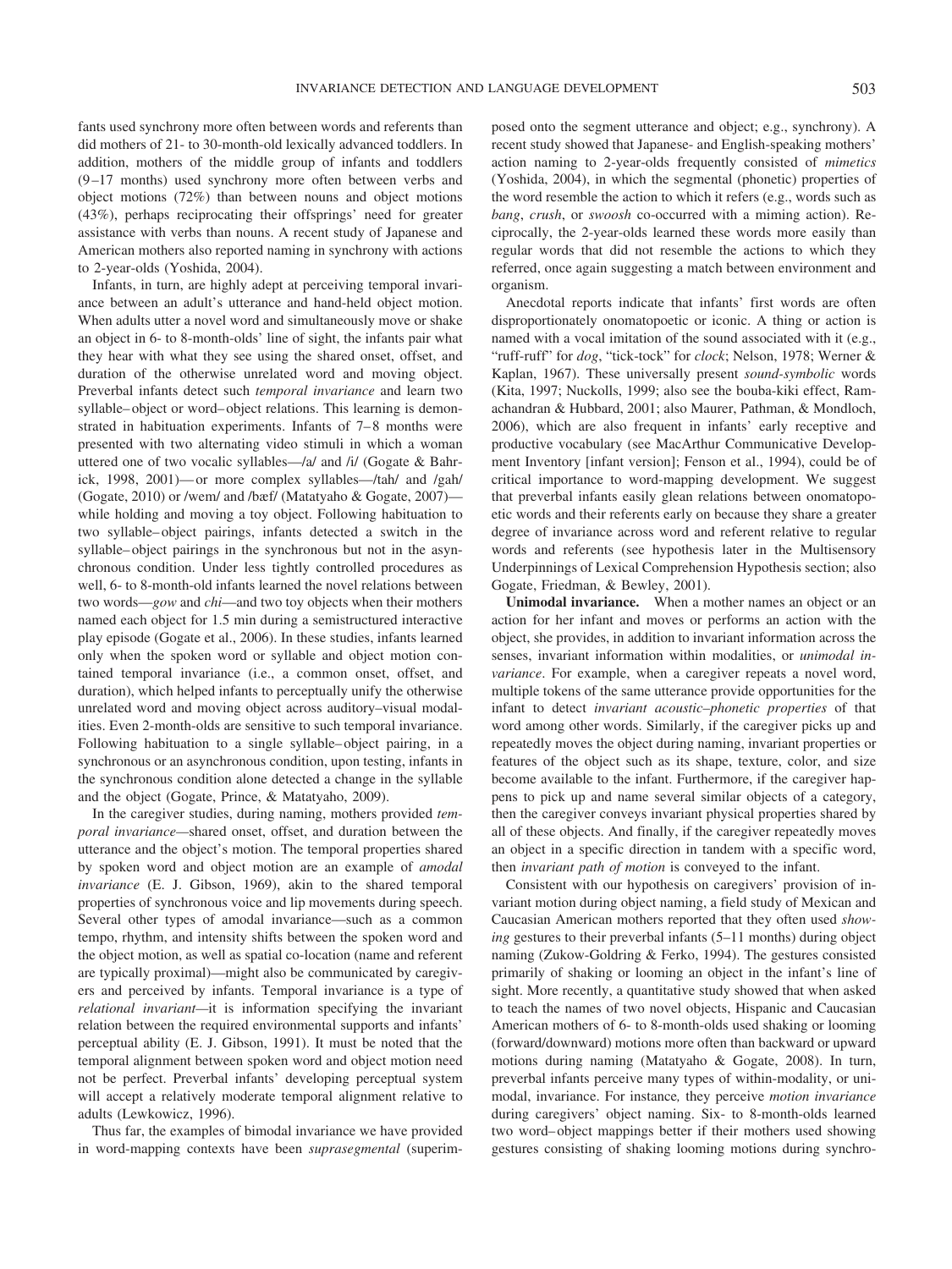fants used synchrony more often between words and referents than did mothers of 21- to 30-month-old lexically advanced toddlers. In addition, mothers of the middle group of infants and toddlers (9–17 months) used synchrony more often between verbs and object motions (72%) than between nouns and object motions (43%), perhaps reciprocating their offsprings' need for greater assistance with verbs than nouns. A recent study of Japanese and American mothers also reported naming in synchrony with actions to 2-year-olds (Yoshida, 2004).

Infants, in turn, are highly adept at perceiving temporal invariance between an adult's utterance and hand-held object motion. When adults utter a novel word and simultaneously move or shake an object in 6- to 8-month-olds' line of sight, the infants pair what they hear with what they see using the shared onset, offset, and duration of the otherwise unrelated word and moving object. Preverbal infants detect such *temporal invariance* and learn two syllable–object or word–object relations. This learning is demonstrated in habituation experiments. Infants of 7–8 months were presented with two alternating video stimuli in which a woman uttered one of two vocalic syllables—/a/ and /i/ (Gogate & Bahrick, 1998, 2001)—or more complex syllables—/tah/ and /gah/ (Gogate, 2010) or /wem/ and /bæf/ (Matatyaho & Gogate, 2007)—while holding and moving a toy object. Following habituation to two syllable–object pairings, infants detected a switch in the syllable–object pairings in the synchronous but not in the asynchronous condition. Under less tightly controlled procedures as well, 6- to 8-month-old infants learned the novel relations between two words—*gow* and *chi*—and two toy objects when their mothers named each object for 1.5 min during a semistructured interactive play episode (Gogate et al., 2006). In these studies, infants learned only when the spoken word or syllable and object motion contained temporal invariance (i.e., a common onset, offset, and duration), which helped infants to perceptually unify the otherwise unrelated word and moving object across auditory–visual modalities. Even 2-month-olds are sensitive to such temporal invariance. Following habituation to a single syllable–object pairing, in a synchronous or an asynchronous condition, upon testing, infants in the synchronous condition alone detected a change in the syllable and the object (Gogate, Prince, & Matatyaho, 2009).

In the caregiver studies, during naming, mothers provided *temporal invariance*—shared onset, offset, and duration between the utterance and the object's motion. The temporal properties shared by spoken word and object motion are an example of *amodal invariance* (E. J. Gibson, 1969), akin to the shared temporal properties of synchronous voice and lip movements during speech. Several other types of amodal invariance—such as a common tempo, rhythm, and intensity shifts between the spoken word and the object motion, as well as spatial co-location (name and referent are typically proximal)—might also be communicated by caregivers and perceived by infants. Temporal invariance is a type of *relational invariant*—it is information specifying the invariant relation between the required environmental supports and infants' perceptual ability (E. J. Gibson, 1991). It must be noted that the temporal alignment between spoken word and object motion need not be perfect. Preverbal infants' developing perceptual system will accept a relatively moderate temporal alignment relative to adults (Lewkowicz, 1996).

Thus far, the examples of bimodal invariance we have provided in word-mapping contexts have been *suprasegmental* (superimposed onto the segment utterance and object; e.g., synchrony). A recent study showed that Japanese- and English-speaking mothers' action naming to 2-year-olds frequently consisted of *mimetics* (Yoshida, 2004), in which the segmental (phonetic) properties of the word resemble the action to which it refers (e.g., words such as *bang*, *crush*, or *swoosh* co-occurred with a miming action). Reciprocally, the 2-year-olds learned these words more easily than regular words that did not resemble the actions to which they referred, once again suggesting a match between environment and organism.

Anecdotal reports indicate that infants' first words are often disproportionately onomatopoetic or iconic. A thing or action is named with a vocal imitation of the sound associated with it (e.g., "ruff-ruff" for *dog*, "tick-tock" for *clock*; Nelson, 1978; Werner & Kaplan, 1967). These universally present *sound-symbolic* words (Kita, 1997; Nuckolls, 1999; also see the bouba-kiki effect, Ramachandran & Hubbard, 2001; also Maurer, Pathman, & Mondloch, 2006), which are also frequent in infants' early receptive and productive vocabulary (see MacArthur Communicative Development Inventory [infant version]; Fenson et al., 1994), could be of critical importance to word-mapping development. We suggest that preverbal infants easily glean relations between onomatopoetic words and their referents early on because they share a greater degree of invariance across word and referent relative to regular words and referents (see hypothesis later in the Multisensory Underpinnings of Lexical Comprehension Hypothesis section; also Gogate, Friedman, & Bewley, 2001).

**Unimodal invariance.** When a mother names an object or an action for her infant and moves or performs an action with the object, she provides, in addition to invariant information across the senses, invariant information within modalities, or *unimodal invariance*. For example, when a caregiver repeats a novel word, multiple tokens of the same utterance provide opportunities for the infant to detect *invariant acoustic–phonetic properties* of that word among other words. Similarly, if the caregiver picks up and repeatedly moves the object during naming, invariant properties or features of the object such as its shape, texture, color, and size become available to the infant. Furthermore, if the caregiver happens to pick up and name several similar objects of a category, then the caregiver conveys invariant physical properties shared by all of these objects. And finally, if the caregiver repeatedly moves an object in a specific direction in tandem with a specific word, then *invariant path of motion* is conveyed to the infant.

Consistent with our hypothesis on caregivers' provision of invariant motion during object naming, a field study of Mexican and Caucasian American mothers reported that they often used *showing* gestures to their preverbal infants (5–11 months) during object naming (Zukow-Goldring & Ferko, 1994). The gestures consisted primarily of shaking or looming an object in the infant's line of sight. More recently, a quantitative study showed that when asked to teach the names of two novel objects, Hispanic and Caucasian American mothers of 6- to 8-month-olds used shaking or looming (forward/downward) motions more often than backward or upward motions during naming (Matatyaho & Gogate, 2008). In turn, preverbal infants perceive many types of within-modality, or unimodal, invariance. For instance, they perceive *motion invariance* during caregivers' object naming. Six- to 8-month-olds learned two word–object mappings better if their mothers used showing gestures consisting of shaking looming motions during synchro-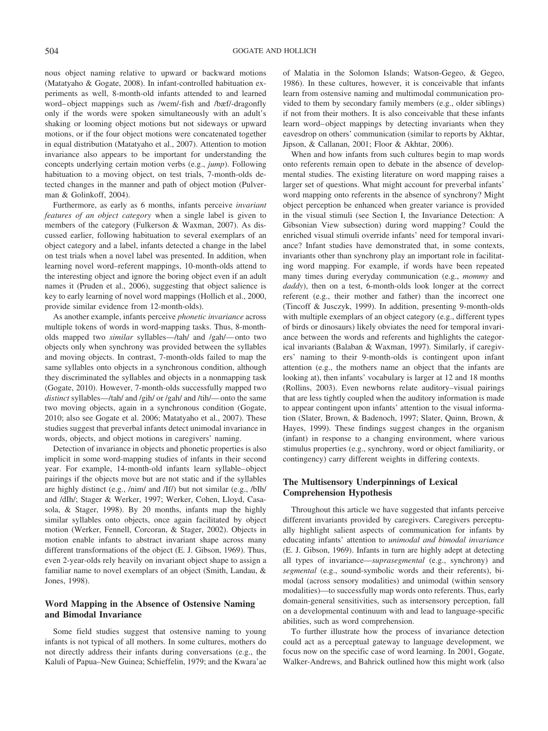nous object naming relative to upward or backward motions (Matatyaho & Gogate, 2008). In infant-controlled habituation experiments as well, 8-month-old infants attended to and learned word–object mappings such as /wem/-fish and /bæf/-dragonfly only if the words were spoken simultaneously with an adult's shaking or looming object motions but not sideways or upward motions, or if the four object motions were concatenated together in equal distribution (Matatyaho et al., 2007). Attention to motion invariance also appears to be important for understanding the concepts underlying certain motion verbs (e.g., *jump*). Following habituation to a moving object, on test trials, 7-month-olds detected changes in the manner and path of object motion (Pulverman & Golinkoff, 2004).

Furthermore, as early as 6 months, infants perceive *invariant features of an object category* when a single label is given to members of the category (Fulkerson & Waxman, 2007). As discussed earlier, following habituation to several exemplars of an object category and a label, infants detected a change in the label on test trials when a novel label was presented. In addition, when learning novel word–referent mappings, 10-month-olds attend to the interesting object and ignore the boring object even if an adult names it (Pruden et al., 2006), suggesting that object salience is key to early learning of novel word mappings (Hollich et al., 2000, provide similar evidence from 12-month-olds).

As another example, infants perceive *phonetic invariance* across multiple tokens of words in word-mapping tasks. Thus, 8-month-olds mapped two *similar* syllables—/tah/ and /gah/—onto two objects only when synchrony was provided between the syllables and moving objects. In contrast, 7-month-olds failed to map the same syllables onto objects in a synchronous condition, although they discriminated the syllables and objects in a nonmapping task (Gogate, 2010). However, 7-month-olds successfully mapped two *distinct* syllables—/tah/ and /gih/ or /gah/ and /tih/—onto the same two moving objects, again in a synchronous condition (Gogate, 2010; also see Gogate et al. 2006; Matatyaho et al., 2007). These studies suggest that preverbal infants detect unimodal invariance in words, objects, and object motions in caregivers' naming.

Detection of invariance in objects and phonetic properties is also implicit in some word-mapping studies of infants in their second year. For example, 14-month-old infants learn syllable–object pairings if the objects move but are not static and if the syllables are highly distinct (e.g., /nim/ and /If/) but not similar (e.g., /bIh/ and /dIh/; Stager & Werker, 1997; Werker, Cohen, Lloyd, Casasola, & Stager, 1998). By 20 months, infants map the highly similar syllables onto objects, once again facilitated by object motion (Werker, Fennell, Corcoran, & Stager, 2002). Objects in motion enable infants to abstract invariant shape across many different transformations of the object (E. J. Gibson, 1969). Thus, even 2-year-olds rely heavily on invariant object shape to assign a familiar name to novel exemplars of an object (Smith, Landau, & Jones, 1998).

## Word Mapping in the Absence of Ostensive Naming and Bimodal Invariance

Some field studies suggest that ostensive naming to young infants is not typical of all mothers. In some cultures, mothers do not directly address their infants during conversations (e.g., the Kaluli of Papua–New Guinea; Schieffelin, 1979; and the Kwara'ae of Malatia in the Solomon Islands; Watson-Gegeo, & Gegeo, 1986). In these cultures, however, it is conceivable that infants learn from ostensive naming and multimodal communication provided to them by secondary family members (e.g., older siblings) if not from their mothers. It is also conceivable that these infants learn word–object mappings by detecting invariants when they eavesdrop on others' communication (similar to reports by Akhtar, Jipson, & Callanan, 2001; Floor & Akhtar, 2006).

When and how infants from such cultures begin to map words onto referents remain open to debate in the absence of developmental studies. The existing literature on word mapping raises a larger set of questions. What might account for preverbal infants' word mapping onto referents in the absence of synchrony? Might object perception be enhanced when greater variance is provided in the visual stimuli (see Section I, the Invariance Detection: A Gibsonian View subsection) during word mapping? Could the enriched visual stimuli override infants' need for temporal invariance? Infant studies have demonstrated that, in some contexts, invariants other than synchrony play an important role in facilitating word mapping. For example, if words have been repeated many times during everyday communication (e.g., *mommy* and *daddy*), then on a test, 6-month-olds look longer at the correct referent (e.g., their mother and father) than the incorrect one (Tincoff & Jusczyk, 1999). In addition, presenting 9-month-olds with multiple exemplars of an object category (e.g., different types of birds or dinosaurs) likely obviates the need for temporal invariance between the words and referents and highlights the categorical invariants (Balaban & Waxman, 1997). Similarly, if caregivers' naming to their 9-month-olds is contingent upon infant attention (e.g., the mothers name an object that the infants are looking at), then infants' vocabulary is larger at 12 and 18 months (Rollins, 2003). Even newborns relate auditory–visual pairings that are less tightly coupled when the auditory information is made to appear contingent upon infants' attention to the visual information (Slater, Brown, & Badenoch, 1997; Slater, Quinn, Brown, & Hayes, 1999). These findings suggest changes in the organism (infant) in response to a changing environment, where various stimulus properties (e.g., synchrony, word or object familiarity, or contingency) carry different weights in differing contexts.

## The Multisensory Underpinnings of Lexical Comprehension Hypothesis

Throughout this article we have suggested that infants perceive different invariants provided by caregivers. Caregivers perceptually highlight salient aspects of communication for infants by educating infants' attention to *unimodal and bimodal invariance* (E. J. Gibson, 1969). Infants in turn are highly adept at detecting all types of invariance—*suprasegmental* (e.g., synchrony) and *segmental* (e.g., sound-symbolic words and their referents), bimodal (across sensory modalities) and unimodal (within sensory modalities)—to successfully map words onto referents. Thus, early domain-general sensitivities, such as intersensory perception, fall on a developmental continuum with and lead to language-specific abilities, such as word comprehension.

To further illustrate how the process of invariance detection could act as a perceptual gateway to language development, we focus now on the specific case of word learning. In 2001, Gogate, Walker-Andrews, and Bahrick outlined how this might work (also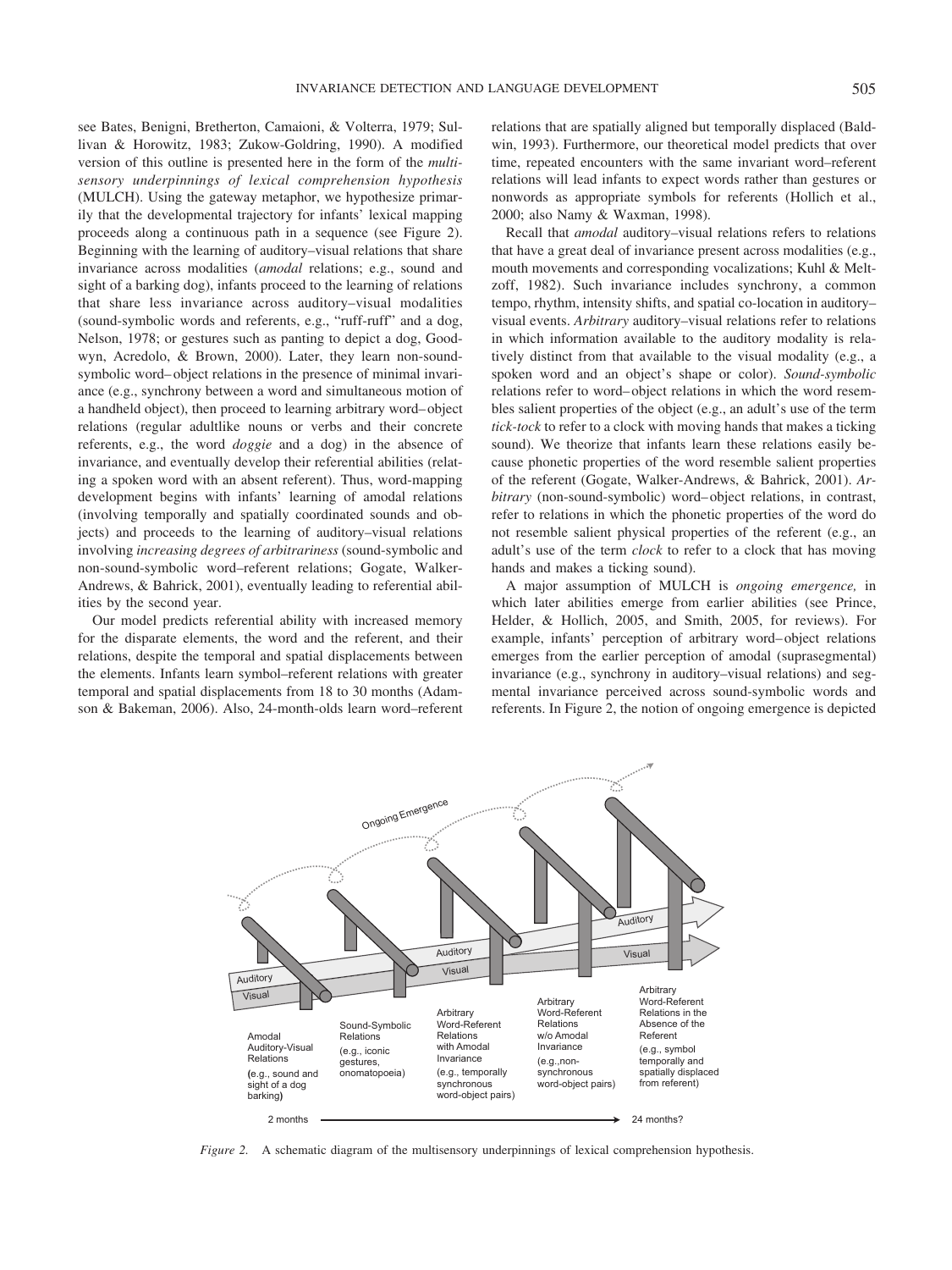see Bates, Benigni, Bretherton, Camaioni, & Volterra, 1979; Sullivan & Horowitz, 1983; Zukow-Goldring, 1990). A modified version of this outline is presented here in the form of the *multisensory underpinnings of lexical comprehension hypothesis* (MULCH). Using the gateway metaphor, we hypothesize primarily that the developmental trajectory for infants' lexical mapping proceeds along a continuous path in a sequence (see Figure 2). Beginning with the learning of auditory–visual relations that share invariance across modalities (*amodal* relations; e.g., sound and sight of a barking dog), infants proceed to the learning of relations that share less invariance across auditory–visual modalities (sound-symbolic words and referents, e.g., "ruff-ruff" and a dog, Nelson, 1978; or gestures such as panting to depict a dog, Goodwyn, Acredolo, & Brown, 2000). Later, they learn non-sound-symbolic word–object relations in the presence of minimal invariance (e.g., synchrony between a word and simultaneous motion of a handheld object), then proceed to learning arbitrary word–object relations (regular adultlike nouns or verbs and their concrete referents, e.g., the word *doggie* and a dog) in the absence of invariance, and eventually develop their referential abilities (relating a spoken word with an absent referent). Thus, word-mapping development begins with infants' learning of amodal relations (involving temporally and spatially coordinated sounds and objects) and proceeds to the learning of auditory–visual relations involving *increasing degrees of arbitrariness* (sound-symbolic and non-sound-symbolic word–referent relations; Gogate, Walker-Andrews, & Bahrick, 2001), eventually leading to referential abilities by the second year.

Our model predicts referential ability with increased memory for the disparate elements, the word and the referent, and their relations, despite the temporal and spatial displacements between the elements. Infants learn symbol–referent relations with greater temporal and spatial displacements from 18 to 30 months (Adamson & Bakeman, 2006). Also, 24-month-olds learn word–referent relations that are spatially aligned but temporally displaced (Baldwin, 1993). Furthermore, our theoretical model predicts that over time, repeated encounters with the same invariant word–referent relations will lead infants to expect words rather than gestures or nonwords as appropriate symbols for referents (Hollich et al., 2000; also Namy & Waxman, 1998).

Recall that *amodal* auditory–visual relations refers to relations that have a great deal of invariance present across modalities (e.g., mouth movements and corresponding vocalizations; Kuhl & Meltzoff, 1982). Such invariance includes synchrony, a common tempo, rhythm, intensity shifts, and spatial co-location in auditory–visual events. *Arbitrary* auditory–visual relations refer to relations in which information available to the auditory modality is relatively distinct from that available to the visual modality (e.g., a spoken word and an object's shape or color). *Sound-symbolic* relations refer to word–object relations in which the word resembles salient properties of the object (e.g., an adult's use of the term *tick-tock* to refer to a clock with moving hands that makes a ticking sound). We theorize that infants learn these relations easily because phonetic properties of the word resemble salient properties of the referent (Gogate, Walker-Andrews, & Bahrick, 2001). *Arbitrary* (non-sound-symbolic) word–object relations, in contrast, refer to relations in which the phonetic properties of the word do not resemble salient physical properties of the referent (e.g., an adult's use of the term *clock* to refer to a clock that has moving hands and makes a ticking sound).

A major assumption of MULCH is *ongoing emergence,* in which later abilities emerge from earlier abilities (see Prince, Helder, & Hollich, 2005, and Smith, 2005, for reviews). For example, infants' perception of arbitrary word–object relations emerges from the earlier perception of amodal (suprasegmental) invariance (e.g., synchrony in auditory–visual relations) and segmental invariance perceived across sound-symbolic words and referents. In Figure 2, the notion of ongoing emergence is depicted

*Figure 2.* A schematic diagram of the multisensory underpinnings of lexical comprehension hypothesis.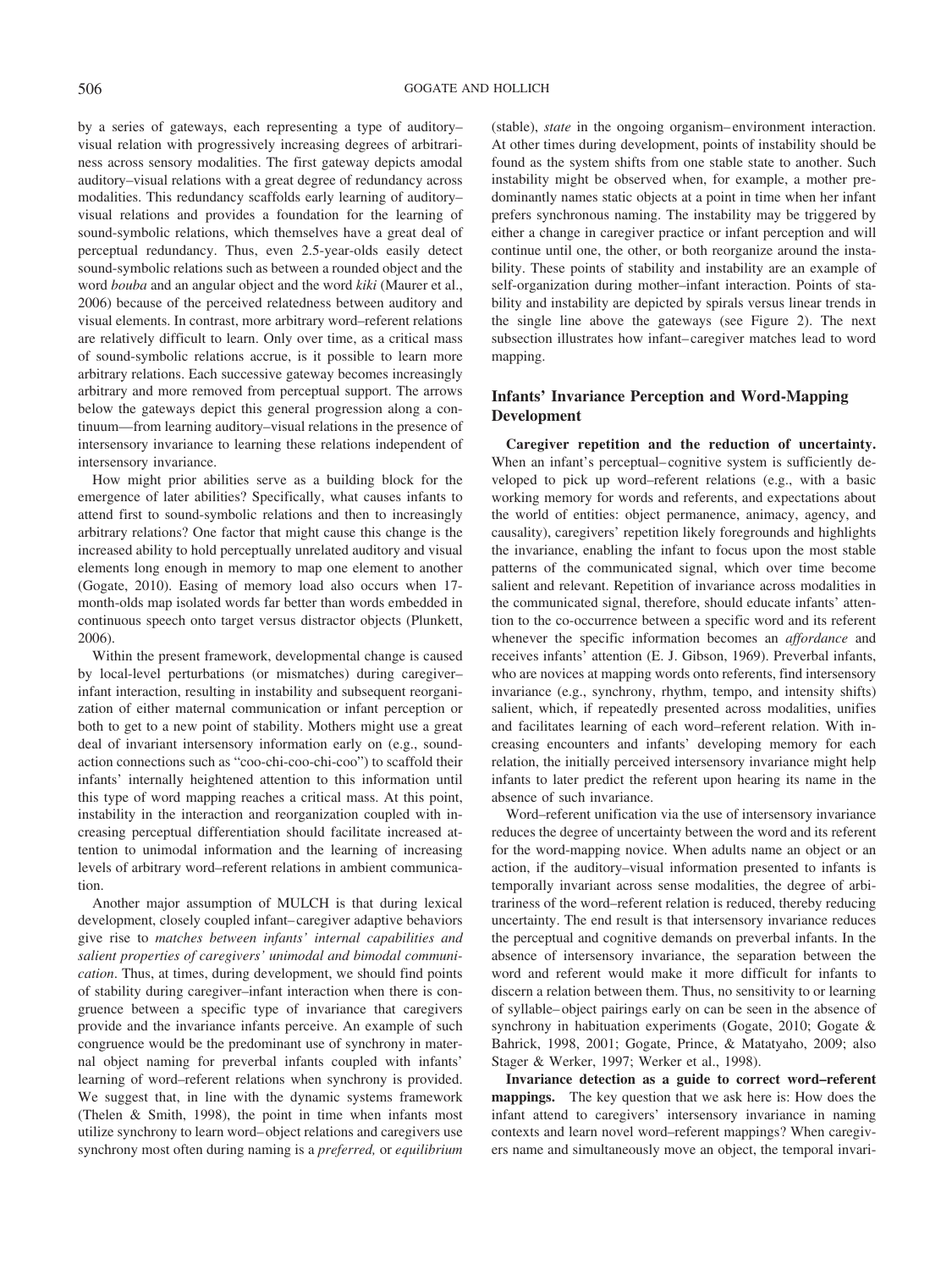by a series of gateways, each representing a type of auditory–visual relation with progressively increasing degrees of arbitrariness across sensory modalities. The first gateway depicts amodal auditory–visual relations with a great degree of redundancy across modalities. This redundancy scaffolds early learning of auditory–visual relations and provides a foundation for the learning of sound-symbolic relations, which themselves have a great deal of perceptual redundancy. Thus, even 2.5-year-olds easily detect sound-symbolic relations such as between a rounded object and the word *bouba* and an angular object and the word *kiki* (Maurer et al., 2006) because of the perceived relatedness between auditory and visual elements. In contrast, more arbitrary word–referent relations are relatively difficult to learn. Only over time, as a critical mass of sound-symbolic relations accrue, is it possible to learn more arbitrary relations. Each successive gateway becomes increasingly arbitrary and more removed from perceptual support. The arrows below the gateways depict this general progression along a continuum—from learning auditory–visual relations in the presence of intersensory invariance to learning these relations independent of intersensory invariance.

How might prior abilities serve as a building block for the emergence of later abilities? Specifically, what causes infants to attend first to sound-symbolic relations and then to increasingly arbitrary relations? One factor that might cause this change is the increased ability to hold perceptually unrelated auditory and visual elements long enough in memory to map one element to another (Gogate, 2010). Easing of memory load also occurs when 17-month-olds map isolated words far better than words embedded in continuous speech onto target versus distractor objects (Plunkett, 2006).

Within the present framework, developmental change is caused by local-level perturbations (or mismatches) during caregiver–infant interaction, resulting in instability and subsequent reorganization of either maternal communication or infant perception or both to get to a new point of stability. Mothers might use a great deal of invariant intersensory information early on (e.g., sound-action connections such as "coo-chi-coo-chi-coo") to scaffold their infants' internally heightened attention to this information until this type of word mapping reaches a critical mass. At this point, instability in the interaction and reorganization coupled with increasing perceptual differentiation should facilitate increased attention to unimodal information and the learning of increasing levels of arbitrary word–referent relations in ambient communication.

Another major assumption of MULCH is that during lexical development, closely coupled infant–caregiver adaptive behaviors give rise to *matches between infants' internal capabilities and salient properties of caregivers' unimodal and bimodal communication*. Thus, at times, during development, we should find points of stability during caregiver–infant interaction when there is congruence between a specific type of invariance that caregivers provide and the invariance infants perceive. An example of such congruence would be the predominant use of synchrony in maternal object naming for preverbal infants coupled with infants' learning of word–referent relations when synchrony is provided. We suggest that, in line with the dynamic systems framework (Thelen & Smith, 1998), the point in time when infants most utilize synchrony to learn word–object relations and caregivers use synchrony most often during naming is a *preferred,* or *equilibrium* (stable), *state* in the ongoing organism–environment interaction. At other times during development, points of instability should be found as the system shifts from one stable state to another. Such instability might be observed when, for example, a mother predominantly names static objects at a point in time when her infant prefers synchronous naming. The instability may be triggered by either a change in caregiver practice or infant perception and will continue until one, the other, or both reorganize around the instability. These points of stability and instability are an example of self-organization during mother–infant interaction. Points of stability and instability are depicted by spirals versus linear trends in the single line above the gateways (see Figure 2). The next subsection illustrates how infant–caregiver matches lead to word mapping.

## Infants' Invariance Perception and Word-Mapping Development

**Caregiver repetition and the reduction of uncertainty.** When an infant's perceptual–cognitive system is sufficiently developed to pick up word–referent relations (e.g., with a basic working memory for words and referents, and expectations about the world of entities: object permanence, animacy, agency, and causality), caregivers' repetition likely foregrounds and highlights the invariance, enabling the infant to focus upon the most stable patterns of the communicated signal, which over time become salient and relevant. Repetition of invariance across modalities in the communicated signal, therefore, should educate infants' attention to the co-occurrence between a specific word and its referent whenever the specific information becomes an *affordance* and receives infants' attention (E. J. Gibson, 1969). Preverbal infants, who are novices at mapping words onto referents, find intersensory invariance (e.g., synchrony, rhythm, tempo, and intensity shifts) salient, which, if repeatedly presented across modalities, unifies and facilitates learning of each word–referent relation. With increasing encounters and infants' developing memory for each relation, the initially perceived intersensory invariance might help infants to later predict the referent upon hearing its name in the absence of such invariance.

Word–referent unification via the use of intersensory invariance reduces the degree of uncertainty between the word and its referent for the word-mapping novice. When adults name an object or an action, if the auditory–visual information presented to infants is temporally invariant across sense modalities, the degree of arbitrariness of the word–referent relation is reduced, thereby reducing uncertainty. The end result is that intersensory invariance reduces the perceptual and cognitive demands on preverbal infants. In the absence of intersensory invariance, the separation between the word and referent would make it more difficult for infants to discern a relation between them. Thus, no sensitivity to or learning of syllable–object pairings early on can be seen in the absence of synchrony in habituation experiments (Gogate, 2010; Gogate & Bahrick, 1998, 2001; Gogate, Prince, & Matatyaho, 2009; also Stager & Werker, 1997; Werker et al., 1998).

**Invariance detection as a guide to correct word–referent mappings.** The key question that we ask here is: How does the infant attend to caregivers' intersensory invariance in naming contexts and learn novel word–referent mappings? When caregivers name and simultaneously move an object, the temporal invari-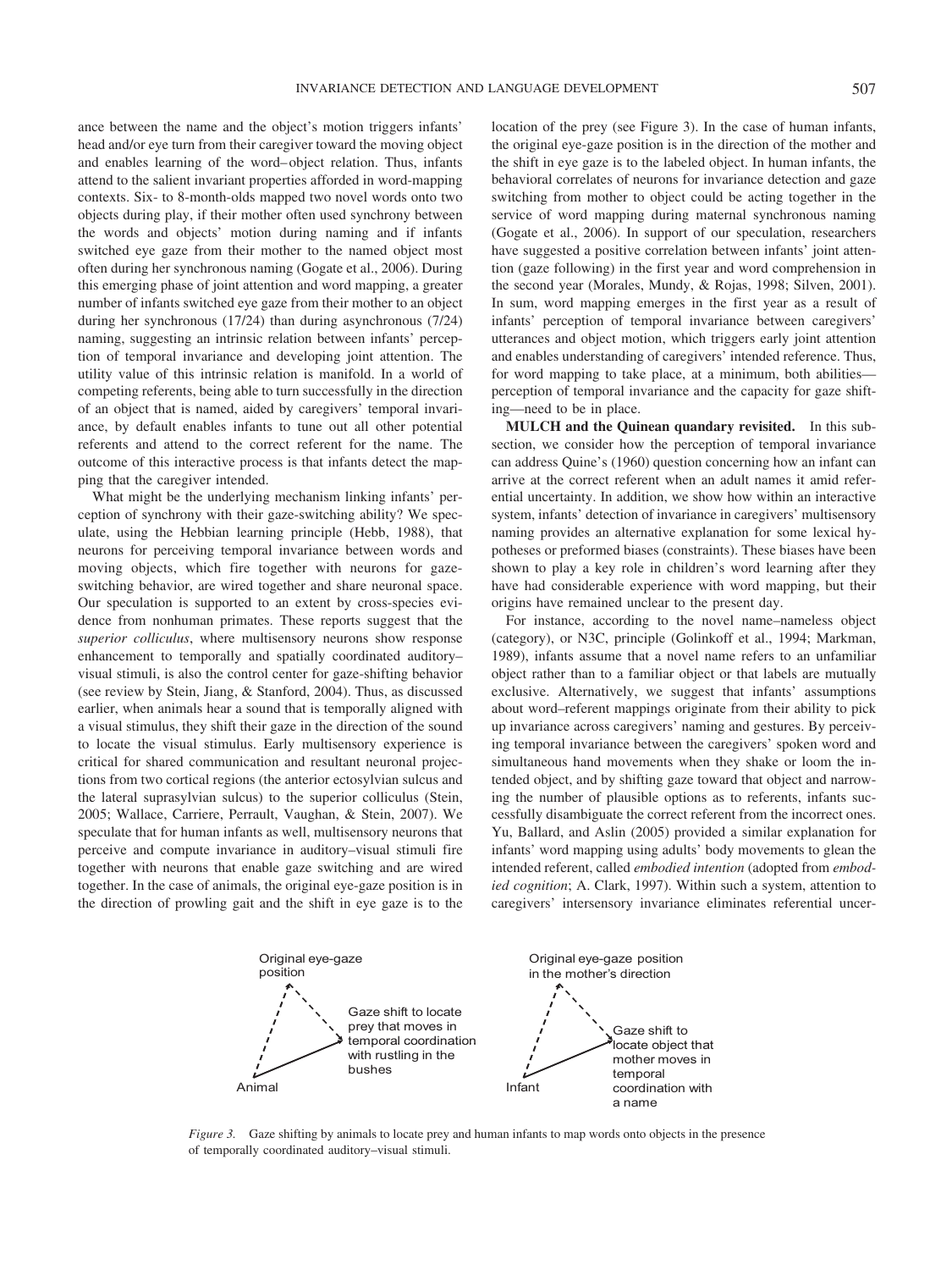ance between the name and the object's motion triggers infants' head and/or eye turn from their caregiver toward the moving object and enables learning of the word–object relation. Thus, infants attend to the salient invariant properties afforded in word-mapping contexts. Six- to 8-month-olds mapped two novel words onto two objects during play, if their mother often used synchrony between the words and objects' motion during naming and if infants switched eye gaze from their mother to the named object most often during her synchronous naming (Gogate et al., 2006). During this emerging phase of joint attention and word mapping, a greater number of infants switched eye gaze from their mother to an object during her synchronous (17/24) than during asynchronous (7/24) naming, suggesting an intrinsic relation between infants' perception of temporal invariance and developing joint attention. The utility value of this intrinsic relation is manifold. In a world of competing referents, being able to turn successfully in the direction of an object that is named, aided by caregivers' temporal invariance, by default enables infants to tune out all other potential referents and attend to the correct referent for the name. The outcome of this interactive process is that infants detect the mapping that the caregiver intended.

What might be the underlying mechanism linking infants' perception of synchrony with their gaze-switching ability? We speculate, using the Hebbian learning principle (Hebb, 1988), that neurons for perceiving temporal invariance between words and moving objects, which fire together with neurons for gaze-switching behavior, are wired together and share neuronal space. Our speculation is supported to an extent by cross-species evidence from nonhuman primates. These reports suggest that the *superior colliculus*, where multisensory neurons show response enhancement to temporally and spatially coordinated auditory–visual stimuli, is also the control center for gaze-shifting behavior (see review by Stein, Jiang, & Stanford, 2004). Thus, as discussed earlier, when animals hear a sound that is temporally aligned with a visual stimulus, they shift their gaze in the direction of the sound to locate the visual stimulus. Early multisensory experience is critical for shared communication and resultant neuronal projections from two cortical regions (the anterior ectosylvian sulcus and the lateral suprasylvian sulcus) to the superior colliculus (Stein, 2005; Wallace, Carriere, Perrault, Vaughan, & Stein, 2007). We speculate that for human infants as well, multisensory neurons that perceive and compute invariance in auditory–visual stimuli fire together with neurons that enable gaze switching and are wired together. In the case of animals, the original eye-gaze position is in the direction of prowling gait and the shift in eye gaze is to the location of the prey (see Figure 3). In the case of human infants, the original eye-gaze position is in the direction of the mother and the shift in eye gaze is to the labeled object. In human infants, the behavioral correlates of neurons for invariance detection and gaze switching from mother to object could be acting together in the service of word mapping during maternal synchronous naming (Gogate et al., 2006). In support of our speculation, researchers have suggested a positive correlation between infants' joint attention (gaze following) in the first year and word comprehension in the second year (Morales, Mundy, & Rojas, 1998; Silven, 2001). In sum, word mapping emerges in the first year as a result of infants' perception of temporal invariance between caregivers' utterances and object motion, which triggers early joint attention and enables understanding of caregivers' intended reference. Thus, for word mapping to take place, at a minimum, both abilities—perception of temporal invariance and the capacity for gaze shifting—need to be in place.

**MULCH and the Quinean quandary revisited.** In this subsection, we consider how the perception of temporal invariance can address Quine's (1960) question concerning how an infant can arrive at the correct referent when an adult names it amid referential uncertainty. In addition, we show how within an interactive system, infants' detection of invariance in caregivers' multisensory naming provides an alternative explanation for some lexical hypotheses or preformed biases (constraints). These biases have been shown to play a key role in children's word learning after they have had considerable experience with word mapping, but their origins have remained unclear to the present day.

For instance, according to the novel name–nameless object (category), or N3C, principle (Golinkoff et al., 1994; Markman, 1989), infants assume that a novel name refers to an unfamiliar object rather than to a familiar object or that labels are mutually exclusive. Alternatively, we suggest that infants' assumptions about word–referent mappings originate from their ability to pick up invariance across caregivers' naming and gestures. By perceiving temporal invariance between the caregivers' spoken word and simultaneous hand movements when they shake or loom the intended object, and by shifting gaze toward that object and narrowing the number of plausible options as to referents, infants successfully disambiguate the correct referent from the incorrect ones. Yu, Ballard, and Aslin (2005) provided a similar explanation for infants' word mapping using adults' body movements to glean the intended referent, called *embodied intention* (adopted from *embodied cognition*; A. Clark, 1997). Within such a system, attention to caregivers' intersensory invariance eliminates referential uncer-

Original eye-gaze position

Gaze shift to locate prey that moves in temporal coordination with rustling in the bushes

Animal

Original eye-gaze position in the mother's direction

Gaze shift to locate object that mother moves in temporal coordination with a name

Infant

*Figure 3.* Gaze shifting by animals to locate prey and human infants to map words onto objects in the presence of temporally coordinated auditory–visual stimuli.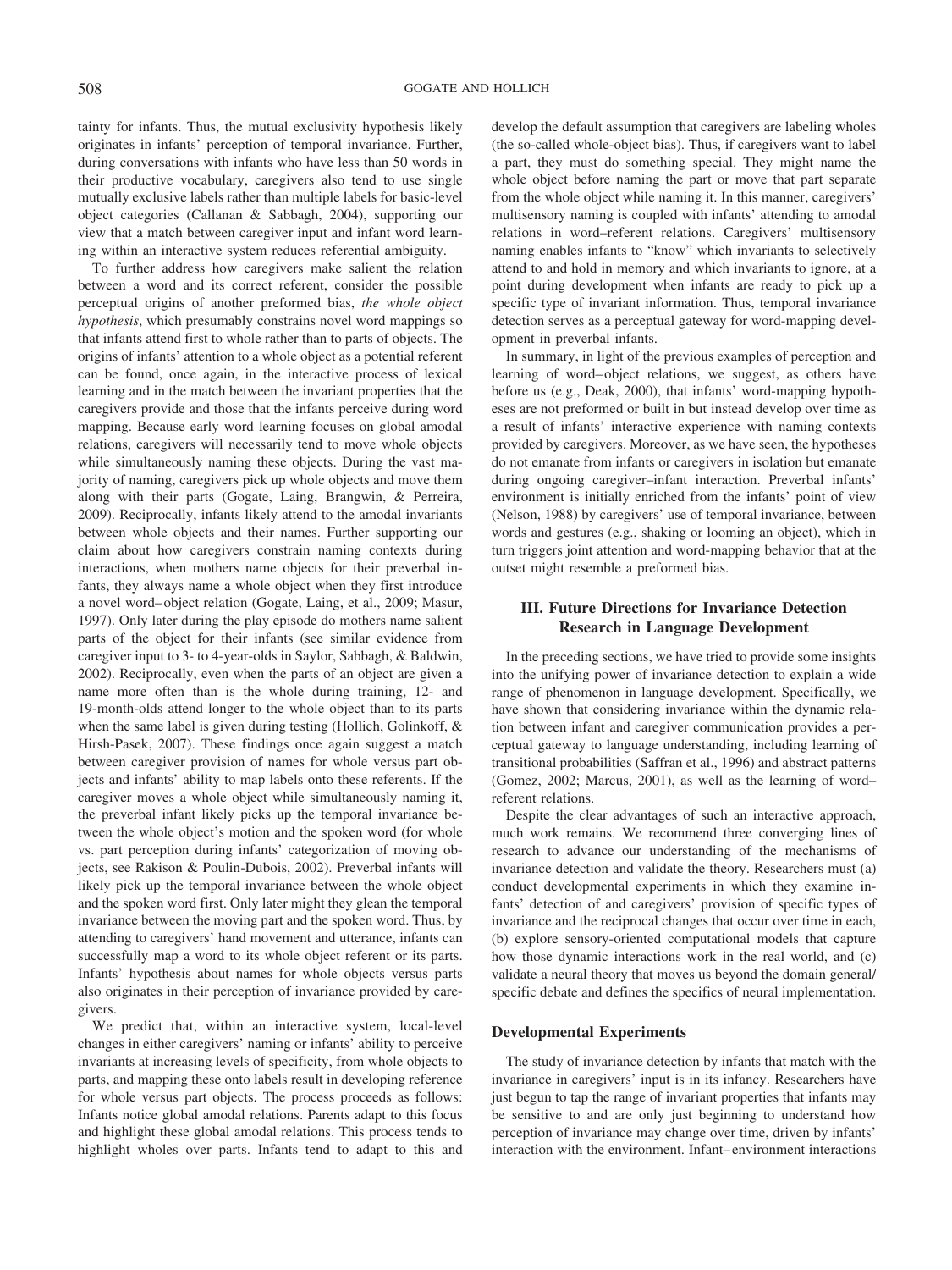tainty for infants. Thus, the mutual exclusivity hypothesis likely originates in infants' perception of temporal invariance. Further, during conversations with infants who have less than 50 words in their productive vocabulary, caregivers also tend to use single mutually exclusive labels rather than multiple labels for basic-level object categories (Callanan & Sabbagh, 2004), supporting our view that a match between caregiver input and infant word learning within an interactive system reduces referential ambiguity.

To further address how caregivers make salient the relation between a word and its correct referent, consider the possible perceptual origins of another preformed bias, *the whole object hypothesis*, which presumably constrains novel word mappings so that infants attend first to whole rather than to parts of objects. The origins of infants' attention to a whole object as a potential referent can be found, once again, in the interactive process of lexical learning and in the match between the invariant properties that the caregivers provide and those that the infants perceive during word mapping. Because early word learning focuses on global amodal relations, caregivers will necessarily tend to move whole objects while simultaneously naming these objects. During the vast majority of naming, caregivers pick up whole objects and move them along with their parts (Gogate, Laing, Brangwin, & Perreira, 2009). Reciprocally, infants likely attend to the amodal invariants between whole objects and their names. Further supporting our claim about how caregivers constrain naming contexts during interactions, when mothers name objects for their preverbal infants, they always name a whole object when they first introduce a novel word–object relation (Gogate, Laing, et al., 2009; Masur, 1997). Only later during the play episode do mothers name salient parts of the object for their infants (see similar evidence from caregiver input to 3- to 4-year-olds in Saylor, Sabbagh, & Baldwin, 2002). Reciprocally, even when the parts of an object are given a name more often than is the whole during training, 12- and 19-month-olds attend longer to the whole object than to its parts when the same label is given during testing (Hollich, Golinkoff, & Hirsh-Pasek, 2007). These findings once again suggest a match between caregiver provision of names for whole versus part objects and infants' ability to map labels onto these referents. If the caregiver moves a whole object while simultaneously naming it, the preverbal infant likely picks up the temporal invariance between the whole object's motion and the spoken word (for whole vs. part perception during infants' categorization of moving objects, see Rakison & Poulin-Dubois, 2002). Preverbal infants will likely pick up the temporal invariance between the whole object and the spoken word first. Only later might they glean the temporal invariance between the moving part and the spoken word. Thus, by attending to caregivers' hand movement and utterance, infants can successfully map a word to its whole object referent or its parts. Infants' hypothesis about names for whole objects versus parts also originates in their perception of invariance provided by caregivers.

We predict that, within an interactive system, local-level changes in either caregivers' naming or infants' ability to perceive invariants at increasing levels of specificity, from whole objects to parts, and mapping these onto labels result in developing reference for whole versus part objects. The process proceeds as follows: Infants notice global amodal relations. Parents adapt to this focus and highlight these global amodal relations. This process tends to highlight wholes over parts. Infants tend to adapt to this and develop the default assumption that caregivers are labeling wholes (the so-called whole-object bias). Thus, if caregivers want to label a part, they must do something special. They might name the whole object before naming the part or move that part separate from the whole object while naming it. In this manner, caregivers' multisensory naming is coupled with infants' attending to amodal relations in word–referent relations. Caregivers' multisensory naming enables infants to "know" which invariants to selectively attend to and hold in memory and which invariants to ignore, at a point during development when infants are ready to pick up a specific type of invariant information. Thus, temporal invariance detection serves as a perceptual gateway for word-mapping development in preverbal infants.

In summary, in light of the previous examples of perception and learning of word–object relations, we suggest, as others have before us (e.g., Deak, 2000), that infants' word-mapping hypotheses are not preformed or built in but instead develop over time as a result of infants' interactive experience with naming contexts provided by caregivers. Moreover, as we have seen, the hypotheses do not emanate from infants or caregivers in isolation but emanate during ongoing caregiver–infant interaction. Preverbal infants' environment is initially enriched from the infants' point of view (Nelson, 1988) by caregivers' use of temporal invariance, between words and gestures (e.g., shaking or looming an object), which in turn triggers joint attention and word-mapping behavior that at the outset might resemble a preformed bias.

## III. Future Directions for Invariance Detection Research in Language Development

In the preceding sections, we have tried to provide some insights into the unifying power of invariance detection to explain a wide range of phenomenon in language development. Specifically, we have shown that considering invariance within the dynamic relation between infant and caregiver communication provides a perceptual gateway to language understanding, including learning of transitional probabilities (Saffran et al., 1996) and abstract patterns (Gomez, 2002; Marcus, 2001), as well as the learning of word–referent relations.

Despite the clear advantages of such an interactive approach, much work remains. We recommend three converging lines of research to advance our understanding of the mechanisms of invariance detection and validate the theory. Researchers must (a) conduct developmental experiments in which they examine infants' detection of and caregivers' provision of specific types of invariance and the reciprocal changes that occur over time in each, (b) explore sensory-oriented computational models that capture how those dynamic interactions work in the real world, and (c) validate a neural theory that moves us beyond the domain general/specific debate and defines the specifics of neural implementation.

### Developmental Experiments

The study of invariance detection by infants that match with the invariance in caregivers' input is in its infancy. Researchers have just begun to tap the range of invariant properties that infants may be sensitive to and are only just beginning to understand how perception of invariance may change over time, driven by infants' interaction with the environment. Infant–environment interactions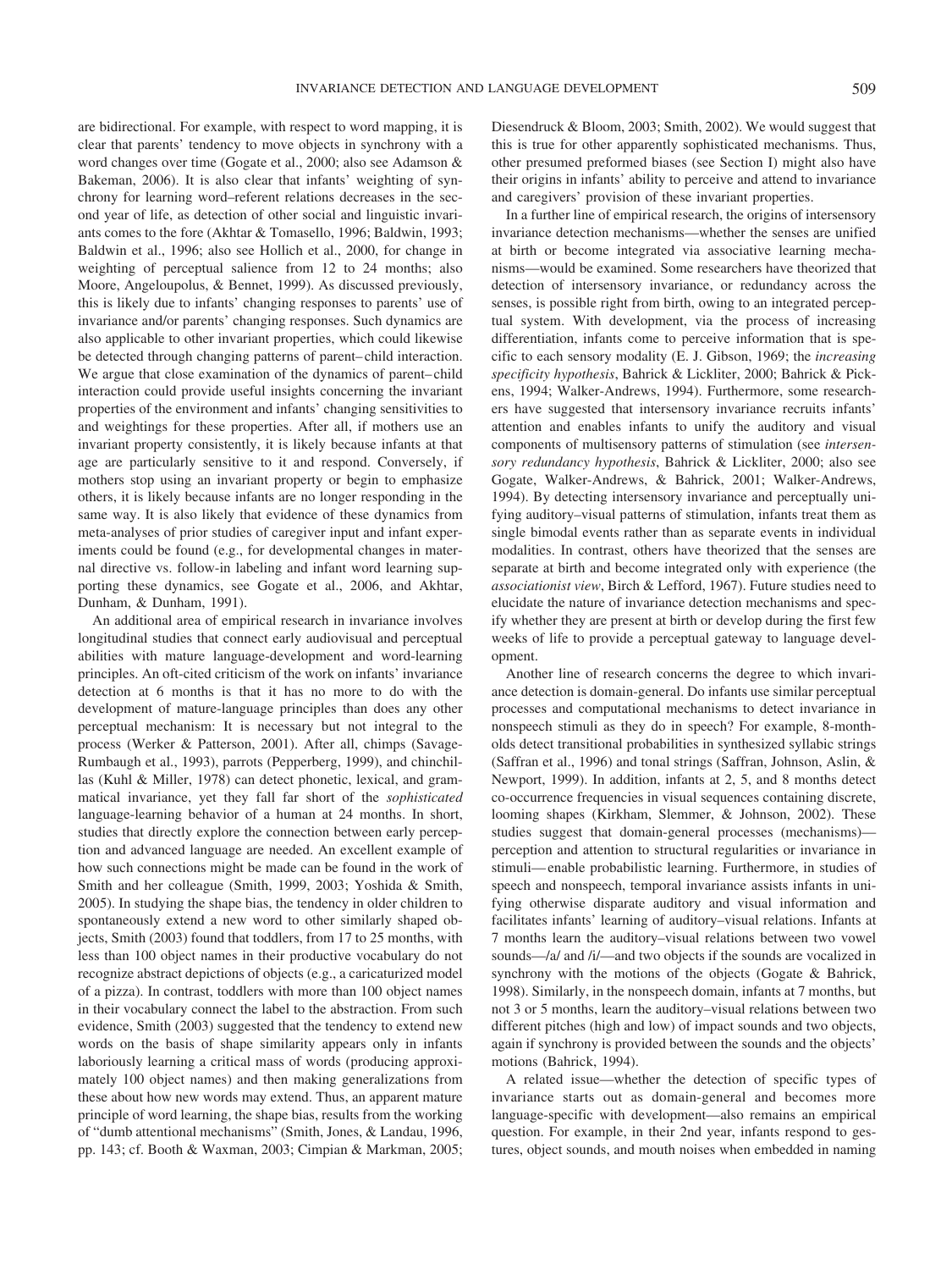are bidirectional. For example, with respect to word mapping, it is clear that parents' tendency to move objects in synchrony with a word changes over time (Gogate et al., 2000; also see Adamson & Bakeman, 2006). It is also clear that infants' weighting of synchrony for learning word–referent relations decreases in the second year of life, as detection of other social and linguistic invariants comes to the fore (Akhtar & Tomasello, 1996; Baldwin, 1993; Baldwin et al., 1996; also see Hollich et al., 2000, for change in weighting of perceptual salience from 12 to 24 months; also Moore, Angeloupolus, & Bennet, 1999). As discussed previously, this is likely due to infants' changing responses to parents' use of invariance and/or parents' changing responses. Such dynamics are also applicable to other invariant properties, which could likewise be detected through changing patterns of parent–child interaction. We argue that close examination of the dynamics of parent–child interaction could provide useful insights concerning the invariant properties of the environment and infants' changing sensitivities to and weightings for these properties. After all, if mothers use an invariant property consistently, it is likely because infants at that age are particularly sensitive to it and respond. Conversely, if mothers stop using an invariant property or begin to emphasize others, it is likely because infants are no longer responding in the same way. It is also likely that evidence of these dynamics from meta-analyses of prior studies of caregiver input and infant experiments could be found (e.g., for developmental changes in maternal directive vs. follow-in labeling and infant word learning supporting these dynamics, see Gogate et al., 2006, and Akhtar, Dunham, & Dunham, 1991).

An additional area of empirical research in invariance involves longitudinal studies that connect early audiovisual and perceptual abilities with mature language-development and word-learning principles. An oft-cited criticism of the work on infants' invariance detection at 6 months is that it has no more to do with the development of mature-language principles than does any other perceptual mechanism: It is necessary but not integral to the process (Werker & Patterson, 2001). After all, chimps (Savage-Rumbaugh et al., 1993), parrots (Pepperberg, 1999), and chinchillas (Kuhl & Miller, 1978) can detect phonetic, lexical, and grammatical invariance, yet they fall far short of the *sophisticated* language-learning behavior of a human at 24 months. In short, studies that directly explore the connection between early perception and advanced language are needed. An excellent example of how such connections might be made can be found in the work of Smith and her colleague (Smith, 1999, 2003; Yoshida & Smith, 2005). In studying the shape bias, the tendency in older children to spontaneously extend a new word to other similarly shaped objects, Smith (2003) found that toddlers, from 17 to 25 months, with less than 100 object names in their productive vocabulary do not recognize abstract depictions of objects (e.g., a caricaturized model of a pizza). In contrast, toddlers with more than 100 object names in their vocabulary connect the label to the abstraction. From such evidence, Smith (2003) suggested that the tendency to extend new words on the basis of shape similarity appears only in infants laboriously learning a critical mass of words (producing approximately 100 object names) and then making generalizations from these about how new words may extend. Thus, an apparent mature principle of word learning, the shape bias, results from the working of "dumb attentional mechanisms" (Smith, Jones, & Landau, 1996, pp. 143; cf. Booth & Waxman, 2003; Cimpian & Markman, 2005; Diesendruck & Bloom, 2003; Smith, 2002). We would suggest that this is true for other apparently sophisticated mechanisms. Thus, other presumed preformed biases (see Section I) might also have their origins in infants' ability to perceive and attend to invariance and caregivers' provision of these invariant properties.

In a further line of empirical research, the origins of intersensory invariance detection mechanisms—whether the senses are unified at birth or become integrated via associative learning mechanisms—would be examined. Some researchers have theorized that detection of intersensory invariance, or redundancy across the senses, is possible right from birth, owing to an integrated perceptual system. With development, via the process of increasing differentiation, infants come to perceive information that is specific to each sensory modality (E. J. Gibson, 1969; the *increasing specificity hypothesis*, Bahrick & Lickliter, 2000; Bahrick & Pickens, 1994; Walker-Andrews, 1994). Furthermore, some researchers have suggested that intersensory invariance recruits infants' attention and enables infants to unify the auditory and visual components of multisensory patterns of stimulation (see *intersensory redundancy hypothesis*, Bahrick & Lickliter, 2000; also see Gogate, Walker-Andrews, & Bahrick, 2001; Walker-Andrews, 1994). By detecting intersensory invariance and perceptually unifying auditory–visual patterns of stimulation, infants treat them as single bimodal events rather than as separate events in individual modalities. In contrast, others have theorized that the senses are separate at birth and become integrated only with experience (the *associationist view*, Birch & Lefford, 1967). Future studies need to elucidate the nature of invariance detection mechanisms and specify whether they are present at birth or develop during the first few weeks of life to provide a perceptual gateway to language development.

Another line of research concerns the degree to which invariance detection is domain-general. Do infants use similar perceptual processes and computational mechanisms to detect invariance in nonspeech stimuli as they do in speech? For example, 8-month-olds detect transitional probabilities in synthesized syllabic strings (Saffran et al., 1996) and tonal strings (Saffran, Johnson, Aslin, & Newport, 1999). In addition, infants at 2, 5, and 8 months detect co-occurrence frequencies in visual sequences containing discrete, looming shapes (Kirkham, Slemmer, & Johnson, 2002). These studies suggest that domain-general processes (mechanisms)—perception and attention to structural regularities or invariance in stimuli—enable probabilistic learning. Furthermore, in studies of speech and nonspeech, temporal invariance assists infants in unifying otherwise disparate auditory and visual information and facilitates infants' learning of auditory–visual relations. Infants at 7 months learn the auditory–visual relations between two vowel sounds—/a/ and /i/—and two objects if the sounds are vocalized in synchrony with the motions of the objects (Gogate & Bahrick, 1998). Similarly, in the nonspeech domain, infants at 7 months, but not 3 or 5 months, learn the auditory–visual relations between two different pitches (high and low) of impact sounds and two objects, again if synchrony is provided between the sounds and the objects' motions (Bahrick, 1994).

A related issue—whether the detection of specific types of invariance starts out as domain-general and becomes more language-specific with development—also remains an empirical question. For example, in their 2nd year, infants respond to gestures, object sounds, and mouth noises when embedded in naming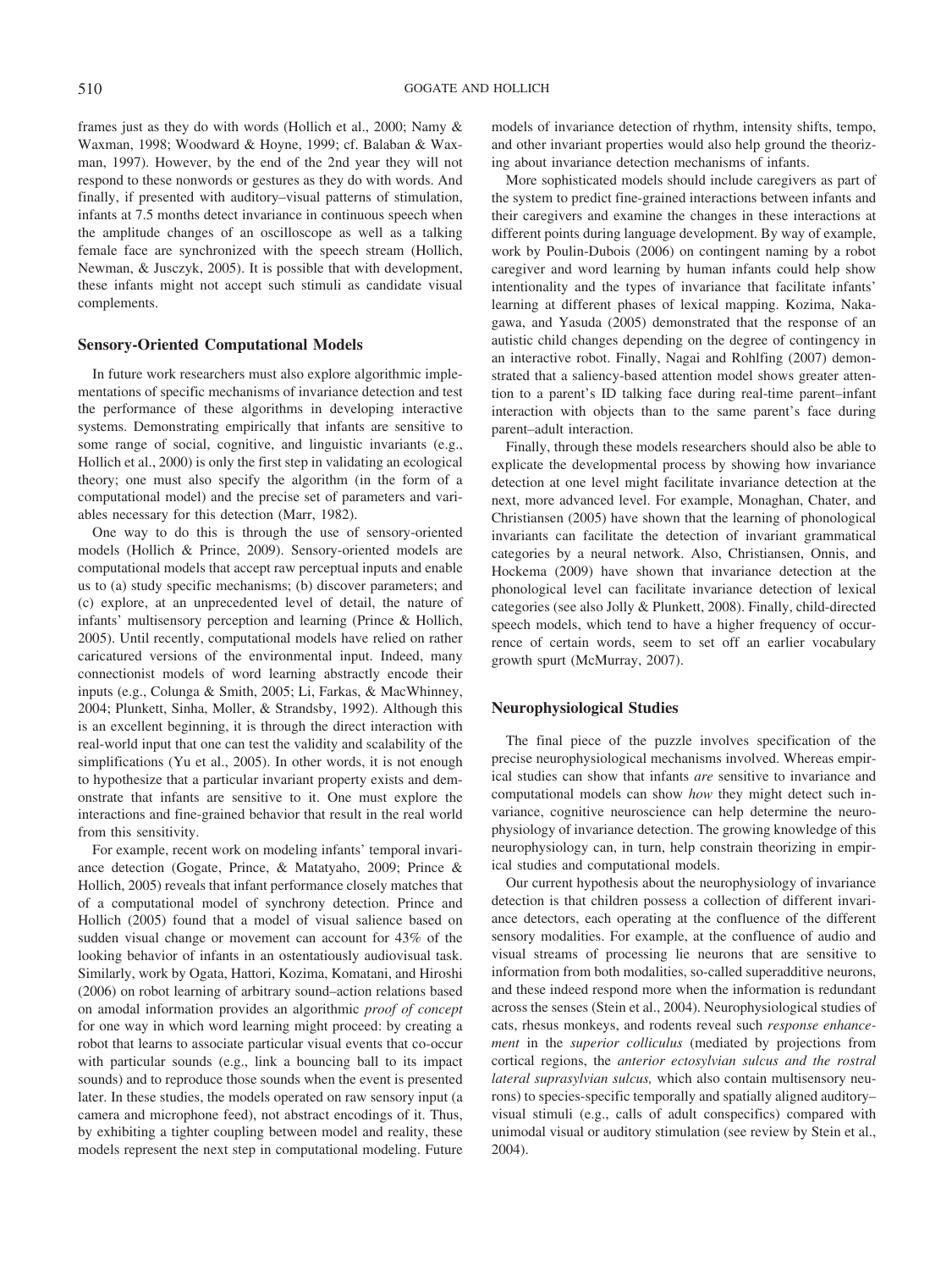frames just as they do with words (Hollich et al., 2000; Namy & Waxman, 1998; Woodward & Hoyne, 1999; cf. Balaban & Waxman, 1997). However, by the end of the 2nd year they will not respond to these nonwords or gestures as they do with words. And finally, if presented with auditory–visual patterns of stimulation, infants at 7.5 months detect invariance in continuous speech when the amplitude changes of an oscilloscope as well as a talking female face are synchronized with the speech stream (Hollich, Newman, & Jusczyk, 2005). It is possible that with development, these infants might not accept such stimuli as candidate visual complements.

### Sensory-Oriented Computational Models

In future work researchers must also explore algorithmic implementations of specific mechanisms of invariance detection and test the performance of these algorithms in developing interactive systems. Demonstrating empirically that infants are sensitive to some range of social, cognitive, and linguistic invariants (e.g., Hollich et al., 2000) is only the first step in validating an ecological theory; one must also specify the algorithm (in the form of a computational model) and the precise set of parameters and variables necessary for this detection (Marr, 1982).

One way to do this is through the use of sensory-oriented models (Hollich & Prince, 2009). Sensory-oriented models are computational models that accept raw perceptual inputs and enable us to (a) study specific mechanisms; (b) discover parameters; and (c) explore, at an unprecedented level of detail, the nature of infants' multisensory perception and learning (Prince & Hollich, 2005). Until recently, computational models have relied on rather caricatured versions of the environmental input. Indeed, many connectionist models of word learning abstractly encode their inputs (e.g., Colunga & Smith, 2005; Li, Farkas, & MacWhinney, 2004; Plunkett, Sinha, Moller, & Strandsby, 1992). Although this is an excellent beginning, it is through the direct interaction with real-world input that one can test the validity and scalability of the simplifications (Yu et al., 2005). In other words, it is not enough to hypothesize that a particular invariant property exists and demonstrate that infants are sensitive to it. One must explore the interactions and fine-grained behavior that result in the real world from this sensitivity.

For example, recent work on modeling infants' temporal invariance detection (Gogate, Prince, & Matatyaho, 2009; Prince & Hollich, 2005) reveals that infant performance closely matches that of a computational model of synchrony detection. Prince and Hollich (2005) found that a model of visual salience based on sudden visual change or movement can account for 43% of the looking behavior of infants in an ostentatiously audiovisual task. Similarly, work by Ogata, Hattori, Kozima, Komatani, and Hiroshi (2006) on robot learning of arbitrary sound–action relations based on amodal information provides an algorithmic *proof of concept* for one way in which word learning might proceed: by creating a robot that learns to associate particular visual events that co-occur with particular sounds (e.g., link a bouncing ball to its impact sounds) and to reproduce those sounds when the event is presented later. In these studies, the models operated on raw sensory input (a camera and microphone feed), not abstract encodings of it. Thus, by exhibiting a tighter coupling between model and reality, these models represent the next step in computational modeling. Future models of invariance detection of rhythm, intensity shifts, tempo, and other invariant properties would also help ground the theorizing about invariance detection mechanisms of infants.

More sophisticated models should include caregivers as part of the system to predict fine-grained interactions between infants and their caregivers and examine the changes in these interactions at different points during language development. By way of example, work by Poulin-Dubois (2006) on contingent naming by a robot caregiver and word learning by human infants could help show intentionality and the types of invariance that facilitate infants' learning at different phases of lexical mapping. Kozima, Nakagawa, and Yasuda (2005) demonstrated that the response of an autistic child changes depending on the degree of contingency in an interactive robot. Finally, Nagai and Rohlfing (2007) demonstrated that a saliency-based attention model shows greater attention to a parent's ID talking face during real-time parent–infant interaction with objects than to the same parent's face during parent–adult interaction.

Finally, through these models researchers should also be able to explicate the developmental process by showing how invariance detection at one level might facilitate invariance detection at the next, more advanced level. For example, Monaghan, Chater, and Christiansen (2005) have shown that the learning of phonological invariants can facilitate the detection of invariant grammatical categories by a neural network. Also, Christiansen, Onnis, and Hockema (2009) have shown that invariance detection at the phonological level can facilitate invariance detection of lexical categories (see also Jolly & Plunkett, 2008). Finally, child-directed speech models, which tend to have a higher frequency of occurrence of certain words, seem to set off an earlier vocabulary growth spurt (McMurray, 2007).

### Neurophysiological Studies

The final piece of the puzzle involves specification of the precise neurophysiological mechanisms involved. Whereas empirical studies can show that infants *are* sensitive to invariance and computational models can show *how* they might detect such invariance, cognitive neuroscience can help determine the neurophysiology of invariance detection. The growing knowledge of this neurophysiology can, in turn, help constrain theorizing in empirical studies and computational models.

Our current hypothesis about the neurophysiology of invariance detection is that children possess a collection of different invariance detectors, each operating at the confluence of the different sensory modalities. For example, at the confluence of audio and visual streams of processing lie neurons that are sensitive to information from both modalities, so-called superadditive neurons, and these indeed respond more when the information is redundant across the senses (Stein et al., 2004). Neurophysiological studies of cats, rhesus monkeys, and rodents reveal such *response enhancement* in the *superior colliculus* (mediated by projections from cortical regions, the *anterior ectosylvian sulcus and the rostral lateral suprasylvian sulcus,* which also contain multisensory neurons) to species-specific temporally and spatially aligned auditory–visual stimuli (e.g., calls of adult conspecifics) compared with unimodal visual or auditory stimulation (see review by Stein et al., 2004).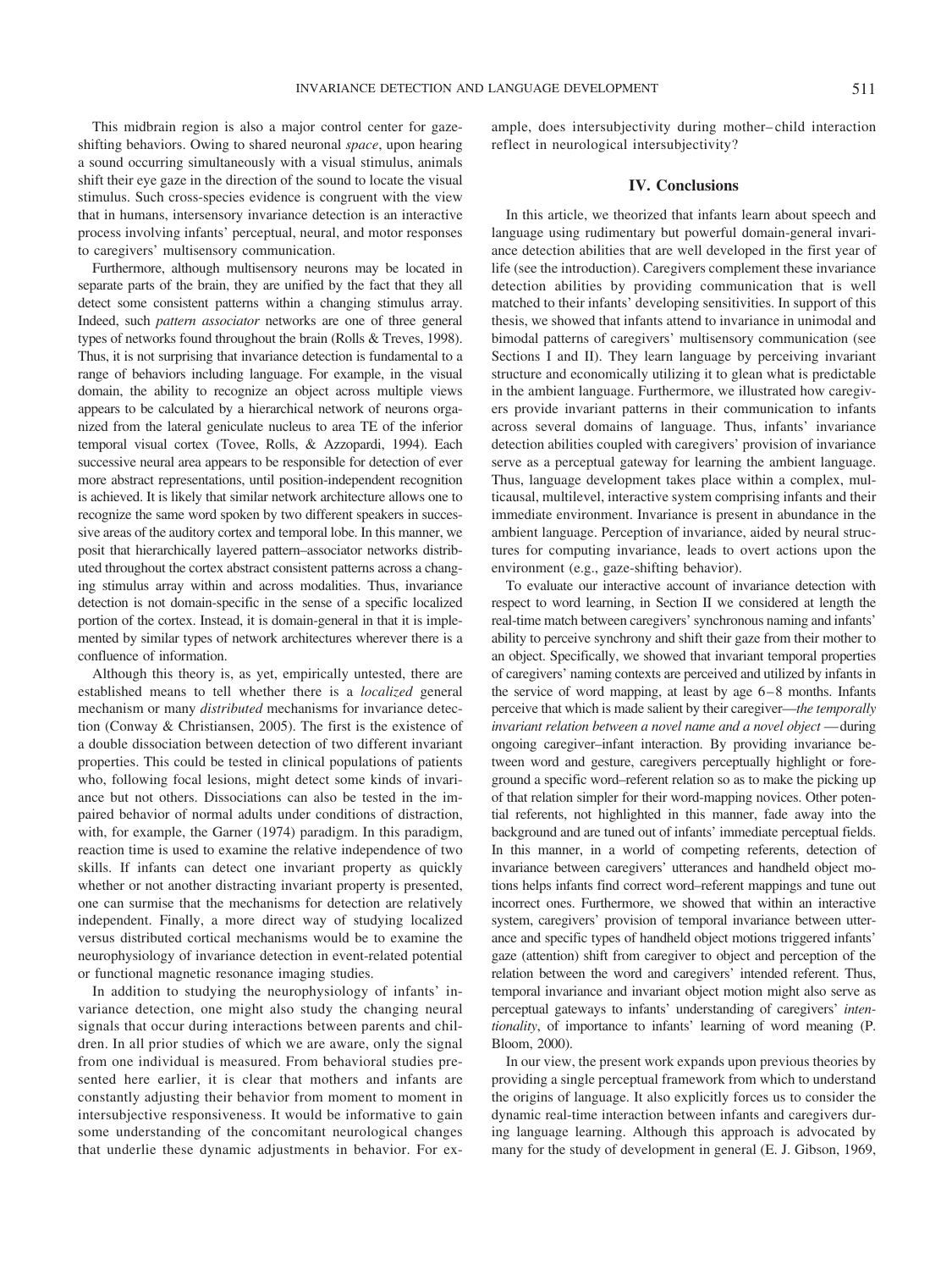This midbrain region is also a major control center for gaze-shifting behaviors. Owing to shared neuronal *space*, upon hearing a sound occurring simultaneously with a visual stimulus, animals shift their eye gaze in the direction of the sound to locate the visual stimulus. Such cross-species evidence is congruent with the view that in humans, intersensory invariance detection is an interactive process involving infants' perceptual, neural, and motor responses to caregivers' multisensory communication.

Furthermore, although multisensory neurons may be located in separate parts of the brain, they are unified by the fact that they all detect some consistent patterns within a changing stimulus array. Indeed, such *pattern associator* networks are one of three general types of networks found throughout the brain (Rolls & Treves, 1998). Thus, it is not surprising that invariance detection is fundamental to a range of behaviors including language. For example, in the visual domain, the ability to recognize an object across multiple views appears to be calculated by a hierarchical network of neurons organized from the lateral geniculate nucleus to area TE of the inferior temporal visual cortex (Tovee, Rolls, & Azzopardi, 1994). Each successive neural area appears to be responsible for detection of ever more abstract representations, until position-independent recognition is achieved. It is likely that similar network architecture allows one to recognize the same word spoken by two different speakers in successive areas of the auditory cortex and temporal lobe. In this manner, we posit that hierarchically layered pattern–associator networks distributed throughout the cortex abstract consistent patterns across a changing stimulus array within and across modalities. Thus, invariance detection is not domain-specific in the sense of a specific localized portion of the cortex. Instead, it is domain-general in that it is implemented by similar types of network architectures wherever there is a confluence of information.

Although this theory is, as yet, empirically untested, there are established means to tell whether there is a *localized* general mechanism or many *distributed* mechanisms for invariance detection (Conway & Christiansen, 2005). The first is the existence of a double dissociation between detection of two different invariant properties. This could be tested in clinical populations of patients who, following focal lesions, might detect some kinds of invariance but not others. Dissociations can also be tested in the impaired behavior of normal adults under conditions of distraction, with, for example, the Garner (1974) paradigm. In this paradigm, reaction time is used to examine the relative independence of two skills. If infants can detect one invariant property as quickly whether or not another distracting invariant property is presented, one can surmise that the mechanisms for detection are relatively independent. Finally, a more direct way of studying localized versus distributed cortical mechanisms would be to examine the neurophysiology of invariance detection in event-related potential or functional magnetic resonance imaging studies.

In addition to studying the neurophysiology of infants' invariance detection, one might also study the changing neural signals that occur during interactions between parents and children. In all prior studies of which we are aware, only the signal from one individual is measured. From behavioral studies presented here earlier, it is clear that mothers and infants are constantly adjusting their behavior from moment to moment in intersubjective responsiveness. It would be informative to gain some understanding of the concomitant neurological changes that underlie these dynamic adjustments in behavior. For example, does intersubjectivity during mother–child interaction reflect in neurological intersubjectivity?

## IV. Conclusions

In this article, we theorized that infants learn about speech and language using rudimentary but powerful domain-general invariance detection abilities that are well developed in the first year of life (see the introduction). Caregivers complement these invariance detection abilities by providing communication that is well matched to their infants' developing sensitivities. In support of this thesis, we showed that infants attend to invariance in unimodal and bimodal patterns of caregivers' multisensory communication (see Sections I and II). They learn language by perceiving invariant structure and economically utilizing it to glean what is predictable in the ambient language. Furthermore, we illustrated how caregivers provide invariant patterns in their communication to infants across several domains of language. Thus, infants' invariance detection abilities coupled with caregivers' provision of invariance serve as a perceptual gateway for learning the ambient language. Thus, language development takes place within a complex, multicausal, multilevel, interactive system comprising infants and their immediate environment. Invariance is present in abundance in the ambient language. Perception of invariance, aided by neural structures for computing invariance, leads to overt actions upon the environment (e.g., gaze-shifting behavior).

To evaluate our interactive account of invariance detection with respect to word learning, in Section II we considered at length the real-time match between caregivers' synchronous naming and infants' ability to perceive synchrony and shift their gaze from their mother to an object. Specifically, we showed that invariant temporal properties of caregivers' naming contexts are perceived and utilized by infants in the service of word mapping, at least by age 6–8 months. Infants perceive that which is made salient by their caregiver—*the temporally invariant relation between a novel name and a novel object* —during ongoing caregiver–infant interaction. By providing invariance between word and gesture, caregivers perceptually highlight or foreground a specific word–referent relation so as to make the picking up of that relation simpler for their word-mapping novices. Other potential referents, not highlighted in this manner, fade away into the background and are tuned out of infants' immediate perceptual fields. In this manner, in a world of competing referents, detection of invariance between caregivers' utterances and handheld object motions helps infants find correct word–referent mappings and tune out incorrect ones. Furthermore, we showed that within an interactive system, caregivers' provision of temporal invariance between utterance and specific types of handheld object motions triggered infants' gaze (attention) shift from caregiver to object and perception of the relation between the word and caregivers' intended referent. Thus, temporal invariance and invariant object motion might also serve as perceptual gateways to infants' understanding of caregivers' *intentionality*, of importance to infants' learning of word meaning (P. Bloom, 2000).

In our view, the present work expands upon previous theories by providing a single perceptual framework from which to understand the origins of language. It also explicitly forces us to consider the dynamic real-time interaction between infants and caregivers during language learning. Although this approach is advocated by many for the study of development in general (E. J. Gibson, 1969,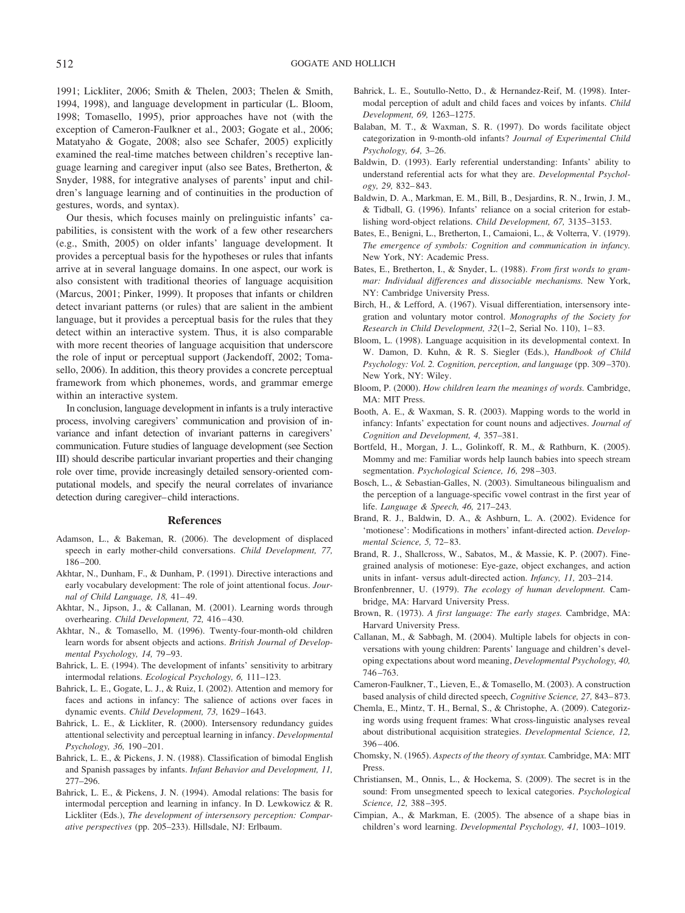1991; Lickliter, 2006; Smith & Thelen, 2003; Thelen & Smith, 1994, 1998), and language development in particular (L. Bloom, 1998; Tomasello, 1995), prior approaches have not (with the exception of Cameron-Faulkner et al., 2003; Gogate et al., 2006; Matatyaho & Gogate, 2008; also see Schafer, 2005) explicitly examined the real-time matches between children's receptive language learning and caregiver input (also see Bates, Bretherton, & Snyder, 1988, for integrative analyses of parents' input and children's language learning and of continuities in the production of gestures, words, and syntax).

Our thesis, which focuses mainly on prelinguistic infants' capabilities, is consistent with the work of a few other researchers (e.g., Smith, 2005) on older infants' language development. It provides a perceptual basis for the hypotheses or rules that infants arrive at in several language domains. In one aspect, our work is also consistent with traditional theories of language acquisition (Marcus, 2001; Pinker, 1999). It proposes that infants or children detect invariant patterns (or rules) that are salient in the ambient language, but it provides a perceptual basis for the rules that they detect within an interactive system. Thus, it is also comparable with more recent theories of language acquisition that underscore the role of input or perceptual support (Jackendoff, 2002; Tomasello, 2006). In addition, this theory provides a concrete perceptual framework from which phonemes, words, and grammar emerge within an interactive system.

In conclusion, language development in infants is a truly interactive process, involving caregivers' communication and provision of invariance and infant detection of invariant patterns in caregivers' communication. Future studies of language development (see Section III) should describe particular invariant properties and their changing role over time, provide increasingly detailed sensory-oriented computational models, and specify the neural correlates of invariance detection during caregiver–child interactions.

## References

Adamson, L., & Bakeman, R. (2006). The development of displaced speech in early mother-child conversations. *Child Development, 77,* 186–200.

Akhtar, N., Dunham, F., & Dunham, P. (1991). Directive interactions and early vocabulary development: The role of joint attentional focus. *Journal of Child Language, 18,* 41–49.

Akhtar, N., Jipson, J., & Callanan, M. (2001). Learning words through overhearing. *Child Development, 72,* 416–430.

Akhtar, N., & Tomasello, M. (1996). Twenty-four-month-old children learn words for absent objects and actions. *British Journal of Developmental Psychology, 14,* 79–93.

Bahrick, L. E. (1994). The development of infants' sensitivity to arbitrary intermodal relations. *Ecological Psychology, 6,* 111–123.

Bahrick, L. E., Gogate, L. J., & Ruiz, I. (2002). Attention and memory for faces and actions in infancy: The salience of actions over faces in dynamic events. *Child Development, 73,* 1629–1643.

Bahrick, L. E., & Lickliter, R. (2000). Intersensory redundancy guides attentional selectivity and perceptual learning in infancy. *Developmental Psychology, 36,* 190–201.

Bahrick, L. E., & Pickens, J. N. (1988). Classification of bimodal English and Spanish passages by infants. *Infant Behavior and Development, 11,* 277–296.

Bahrick, L. E., & Pickens, J. N. (1994). Amodal relations: The basis for intermodal perception and learning in infancy. In D. Lewkowicz & R. Lickliter (Eds.), *The development of intersensory perception: Comparative perspectives* (pp. 205–233). Hillsdale, NJ: Erlbaum.

Bahrick, L. E., Soutullo-Netto, D., & Hernandez-Reif, M. (1998). Intermodal perception of adult and child faces and voices by infants. *Child Development, 69,* 1263–1275.

Balaban, M. T., & Waxman, S. R. (1997). Do words facilitate object categorization in 9-month-old infants? *Journal of Experimental Child Psychology, 64,* 3–26.

Baldwin, D. (1993). Early referential understanding: Infants' ability to understand referential acts for what they are. *Developmental Psychology, 29,* 832–843.

Baldwin, D. A., Markman, E. M., Bill, B., Desjardins, R. N., Irwin, J. M., & Tidball, G. (1996). Infants' reliance on a social criterion for establishing word-object relations. *Child Development, 67,* 3135–3153.

Bates, E., Benigni, L., Bretherton, I., Camaioni, L., & Volterra, V. (1979). *The emergence of symbols: Cognition and communication in infancy.* New York, NY: Academic Press.

Bates, E., Bretherton, I., & Snyder, L. (1988). *From first words to grammar: Individual differences and dissociable mechanisms.* New York, NY: Cambridge University Press.

Birch, H., & Lefford, A. (1967). Visual differentiation, intersensory integration and voluntary motor control. *Monographs of the Society for Research in Child Development, 32*(1–2, Serial No. 110), 1–83.

Bloom, L. (1998). Language acquisition in its developmental context. In W. Damon, D. Kuhn, & R. S. Siegler (Eds.), *Handbook of Child Psychology: Vol. 2. Cognition, perception, and language* (pp. 309–370). New York, NY: Wiley.

Bloom, P. (2000). *How children learn the meanings of words.* Cambridge, MA: MIT Press.

Booth, A. E., & Waxman, S. R. (2003). Mapping words to the world in infancy: Infants' expectation for count nouns and adjectives. *Journal of Cognition and Development, 4,* 357–381.

Bortfeld, H., Morgan, J. L., Golinkoff, R. M., & Rathburn, K. (2005). Mommy and me: Familiar words help launch babies into speech stream segmentation. *Psychological Science, 16,* 298–303.

Bosch, L., & Sebastian-Galles, N. (2003). Simultaneous bilingualism and the perception of a language-specific vowel contrast in the first year of life. *Language & Speech, 46,* 217–243.

Brand, R. J., Baldwin, D. A., & Ashburn, L. A. (2002). Evidence for 'motionese': Modifications in mothers' infant-directed action. *Developmental Science, 5,* 72–83.

Brand, R. J., Shallcross, W., Sabatos, M., & Massie, K. P. (2007). Fine-grained analysis of motionese: Eye-gaze, object exchanges, and action units in infant- versus adult-directed action. *Infancy, 11,* 203–214.

Bronfenbrenner, U. (1979). *The ecology of human development.* Cambridge, MA: Harvard University Press.

Brown, R. (1973). *A first language: The early stages.* Cambridge, MA: Harvard University Press.

Callanan, M., & Sabbagh, M. (2004). Multiple labels for objects in conversations with young children: Parents' language and children's developing expectations about word meaning, *Developmental Psychology, 40,* 746–763.

Cameron-Faulkner, T., Lieven, E., & Tomasello, M. (2003). A construction based analysis of child directed speech, *Cognitive Science, 27,* 843–873.

Chemla, E., Mintz, T. H., Bernal, S., & Christophe, A. (2009). Categorizing words using frequent frames: What cross-linguistic analyses reveal about distributional acquisition strategies. *Developmental Science, 12,* 396–406.

Chomsky, N. (1965). *Aspects of the theory of syntax.* Cambridge, MA: MIT Press.

Christiansen, M., Onnis, L., & Hockema, S. (2009). The secret is in the sound: From unsegmented speech to lexical categories. *Psychological Science, 12,* 388–395.

Cimpian, A., & Markman, E. (2005). The absence of a shape bias in children's word learning. *Developmental Psychology, 41,* 1003–1019.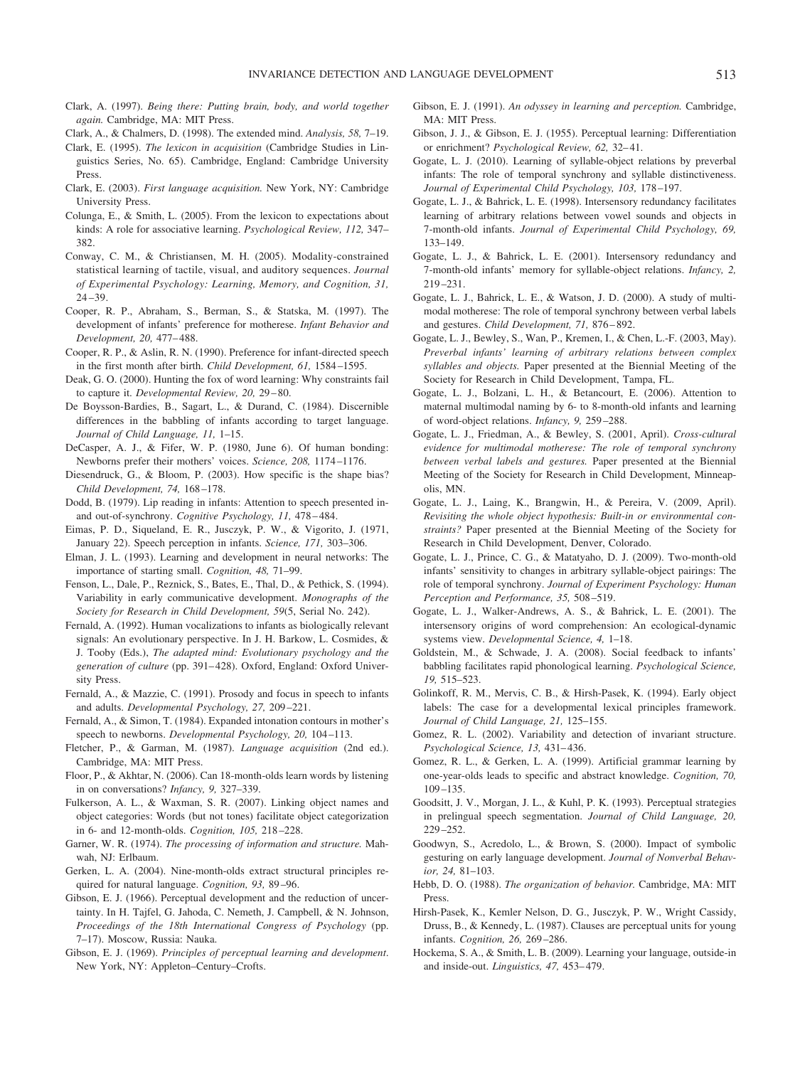Clark, A. (1997). *Being there: Putting brain, body, and world together again.* Cambridge, MA: MIT Press.

Clark, A., & Chalmers, D. (1998). The extended mind. *Analysis, 58,* 7–19.

Clark, E. (1995). *The lexicon in acquisition* (Cambridge Studies in Linguistics Series, No. 65). Cambridge, England: Cambridge University Press.

Clark, E. (2003). *First language acquisition.* New York, NY: Cambridge University Press.

Colunga, E., & Smith, L. (2005). From the lexicon to expectations about kinds: A role for associative learning. *Psychological Review, 112,* 347–382.

Conway, C. M., & Christiansen, M. H. (2005). Modality-constrained statistical learning of tactile, visual, and auditory sequences. *Journal of Experimental Psychology: Learning, Memory, and Cognition, 31,* 24–39.

Cooper, R. P., Abraham, S., Berman, S., & Statska, M. (1997). The development of infants' preference for motherese. *Infant Behavior and Development, 20,* 477–488.

Cooper, R. P., & Aslin, R. N. (1990). Preference for infant-directed speech in the first month after birth. *Child Development, 61,* 1584–1595.

Deak, G. O. (2000). Hunting the fox of word learning: Why constraints fail to capture it. *Developmental Review, 20,* 29–80.

De Boysson-Bardies, B., Sagart, L., & Durand, C. (1984). Discernible differences in the babbling of infants according to target language. *Journal of Child Language, 11,* 1–15.

DeCasper, A. J., & Fifer, W. P. (1980, June 6). Of human bonding: Newborns prefer their mothers' voices. *Science, 208,* 1174–1176.

Diesendruck, G., & Bloom, P. (2003). How specific is the shape bias? *Child Development, 74,* 168–178.

Dodd, B. (1979). Lip reading in infants: Attention to speech presented in- and out-of-synchrony. *Cognitive Psychology, 11,* 478–484.

Eimas, P. D., Siqueland, E. R., Jusczyk, P. W., & Vigorito, J. (1971, January 22). Speech perception in infants. *Science, 171,* 303–306.

Elman, J. L. (1993). Learning and development in neural networks: The importance of starting small. *Cognition, 48,* 71–99.

Fenson, L., Dale, P., Reznick, S., Bates, E., Thal, D., & Pethick, S. (1994). Variability in early communicative development. *Monographs of the Society for Research in Child Development, 59*(5, Serial No. 242).

Fernald, A. (1992). Human vocalizations to infants as biologically relevant signals: An evolutionary perspective. In J. H. Barkow, L. Cosmides, & J. Tooby (Eds.), *The adapted mind: Evolutionary psychology and the generation of culture* (pp. 391–428). Oxford, England: Oxford University Press.

Fernald, A., & Mazzie, C. (1991). Prosody and focus in speech to infants and adults. *Developmental Psychology, 27,* 209–221.

Fernald, A., & Simon, T. (1984). Expanded intonation contours in mother's speech to newborns. *Developmental Psychology, 20,* 104–113.

Fletcher, P., & Garman, M. (1987). *Language acquisition* (2nd ed.). Cambridge, MA: MIT Press.

Floor, P., & Akhtar, N. (2006). Can 18-month-olds learn words by listening in on conversations? *Infancy, 9,* 327–339.

Fulkerson, A. L., & Waxman, S. R. (2007). Linking object names and object categories: Words (but not tones) facilitate object categorization in 6- and 12-month-olds. *Cognition, 105,* 218–228.

Garner, W. R. (1974). *The processing of information and structure.* Mahwah, NJ: Erlbaum.

Gerken, L. A. (2004). Nine-month-olds extract structural principles required for natural language. *Cognition, 93,* 89–96.

Gibson, E. J. (1966). Perceptual development and the reduction of uncertainty. In H. Tajfel, G. Jahoda, C. Nemeth, J. Campbell, & N. Johnson, *Proceedings of the 18th International Congress of Psychology* (pp. 7–17). Moscow, Russia: Nauka.

Gibson, E. J. (1969). *Principles of perceptual learning and development*. New York, NY: Appleton–Century–Crofts.

Gibson, E. J. (1991). *An odyssey in learning and perception.* Cambridge, MA: MIT Press.

Gibson, J. J., & Gibson, E. J. (1955). Perceptual learning: Differentiation or enrichment? *Psychological Review, 62,* 32–41.

Gogate, L. J. (2010). Learning of syllable-object relations by preverbal infants: The role of temporal synchrony and syllable distinctiveness. *Journal of Experimental Child Psychology, 103,* 178–197.

Gogate, L. J., & Bahrick, L. E. (1998). Intersensory redundancy facilitates learning of arbitrary relations between vowel sounds and objects in 7-month-old infants. *Journal of Experimental Child Psychology, 69,* 133–149.

Gogate, L. J., & Bahrick, L. E. (2001). Intersensory redundancy and 7-month-old infants' memory for syllable-object relations. *Infancy, 2,* 219–231.

Gogate, L. J., Bahrick, L. E., & Watson, J. D. (2000). A study of multimodal motherese: The role of temporal synchrony between verbal labels and gestures. *Child Development, 71,* 876–892.

Gogate, L. J., Bewley, S., Wan, P., Kremen, I., & Chen, L.-F. (2003, May). *Preverbal infants' learning of arbitrary relations between complex syllables and objects.* Paper presented at the Biennial Meeting of the Society for Research in Child Development, Tampa, FL.

Gogate, L. J., Bolzani, L. H., & Betancourt, E. (2006). Attention to maternal multimodal naming by 6- to 8-month-old infants and learning of word-object relations. *Infancy, 9,* 259–288.

Gogate, L. J., Friedman, A., & Bewley, S. (2001, April). *Cross-cultural evidence for multimodal motherese: The role of temporal synchrony between verbal labels and gestures.* Paper presented at the Biennial Meeting of the Society for Research in Child Development, Minneapolis, MN.

Gogate, L. J., Laing, K., Brangwin, H., & Pereira, V. (2009, April). *Revisiting the whole object hypothesis: Built-in or environmental constraints?* Paper presented at the Biennial Meeting of the Society for Research in Child Development, Denver, Colorado.

Gogate, L. J., Prince, C. G., & Matatyaho, D. J. (2009). Two-month-old infants' sensitivity to changes in arbitrary syllable-object pairings: The role of temporal synchrony. *Journal of Experiment Psychology: Human Perception and Performance, 35,* 508–519.

Gogate, L. J., Walker-Andrews, A. S., & Bahrick, L. E. (2001). The intersensory origins of word comprehension: An ecological-dynamic systems view. *Developmental Science, 4,* 1–18.

Goldstein, M., & Schwade, J. A. (2008). Social feedback to infants' babbling facilitates rapid phonological learning. *Psychological Science, 19,* 515–523.

Golinkoff, R. M., Mervis, C. B., & Hirsh-Pasek, K. (1994). Early object labels: The case for a developmental lexical principles framework. *Journal of Child Language, 21,* 125–155.

Gomez, R. L. (2002). Variability and detection of invariant structure. *Psychological Science, 13,* 431–436.

Gomez, R. L., & Gerken, L. A. (1999). Artificial grammar learning by one-year-olds leads to specific and abstract knowledge. *Cognition, 70,* 109–135.

Goodsitt, J. V., Morgan, J. L., & Kuhl, P. K. (1993). Perceptual strategies in prelingual speech segmentation. *Journal of Child Language, 20,* 229–252.

Goodwyn, S., Acredolo, L., & Brown, S. (2000). Impact of symbolic gesturing on early language development. *Journal of Nonverbal Behavior, 24,* 81–103.

Hebb, D. O. (1988). *The organization of behavior.* Cambridge, MA: MIT Press.

Hirsh-Pasek, K., Kemler Nelson, D. G., Jusczyk, P. W., Wright Cassidy, Druss, B., & Kennedy, L. (1987). Clauses are perceptual units for young infants. *Cognition, 26,* 269–286.

Hockema, S. A., & Smith, L. B. (2009). Learning your language, outside-in and inside-out. *Linguistics, 47,* 453–479.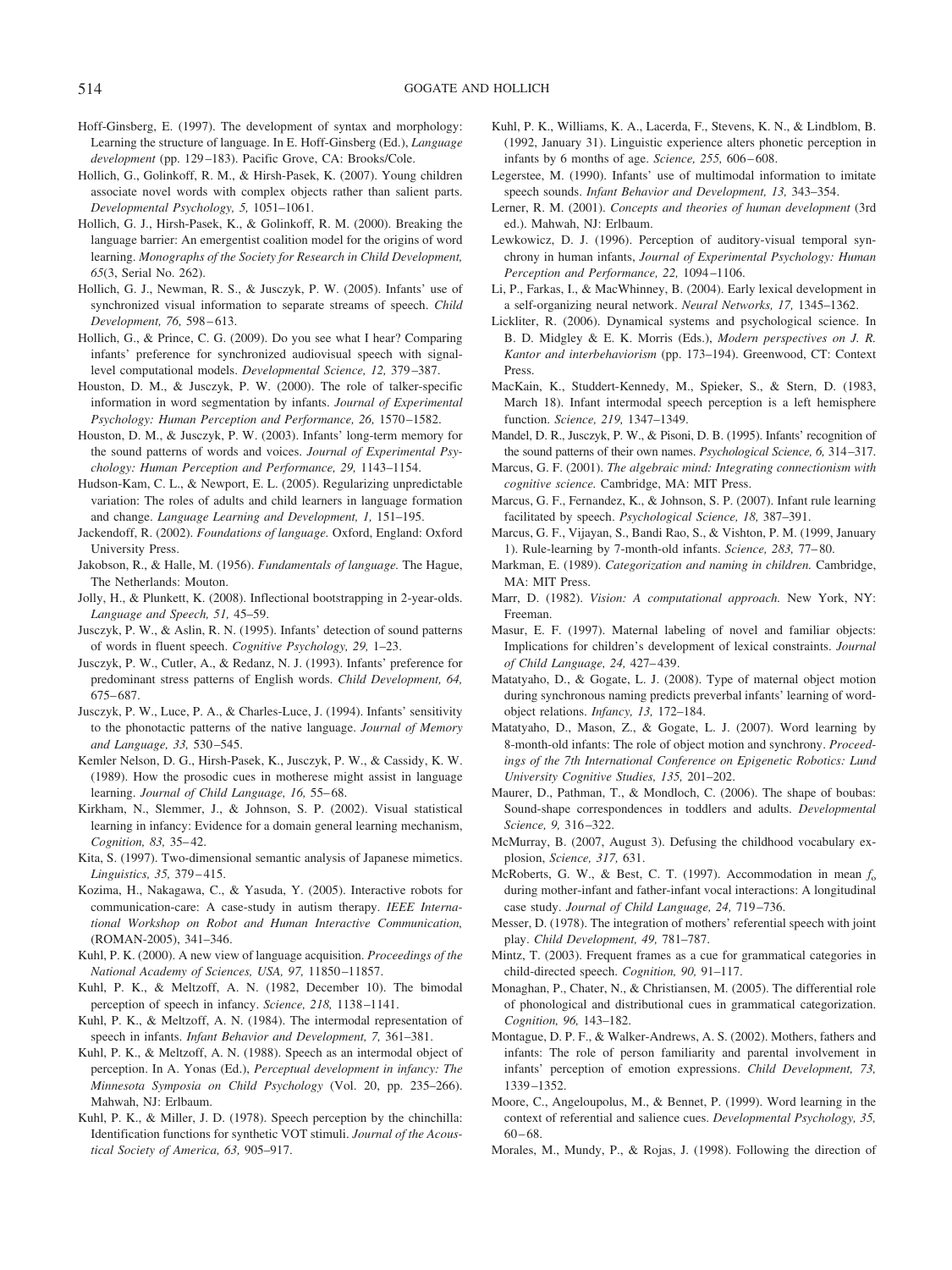Hoff-Ginsberg, E. (1997). The development of syntax and morphology: Learning the structure of language. In E. Hoff-Ginsberg (Ed.), *Language development* (pp. 129–183). Pacific Grove, CA: Brooks/Cole.

Hollich, G., Golinkoff, R. M., & Hirsh-Pasek, K. (2007). Young children associate novel words with complex objects rather than salient parts. *Developmental Psychology, 5,* 1051–1061.

Hollich, G. J., Hirsh-Pasek, K., & Golinkoff, R. M. (2000). Breaking the language barrier: An emergentist coalition model for the origins of word learning. *Monographs of the Society for Research in Child Development, 65*(3, Serial No. 262).

Hollich, G. J., Newman, R. S., & Jusczyk, P. W. (2005). Infants' use of synchronized visual information to separate streams of speech. *Child Development, 76,* 598–613.

Hollich, G., & Prince, C. G. (2009). Do you see what I hear? Comparing infants' preference for synchronized audiovisual speech with signal-level computational models. *Developmental Science, 12,* 379–387.

Houston, D. M., & Jusczyk, P. W. (2000). The role of talker-specific information in word segmentation by infants. *Journal of Experimental Psychology: Human Perception and Performance, 26,* 1570–1582.

Houston, D. M., & Jusczyk, P. W. (2003). Infants' long-term memory for the sound patterns of words and voices. *Journal of Experimental Psychology: Human Perception and Performance, 29,* 1143–1154.

Hudson-Kam, C. L., & Newport, E. L. (2005). Regularizing unpredictable variation: The roles of adults and child learners in language formation and change. *Language Learning and Development, 1,* 151–195.

Jackendoff, R. (2002). *Foundations of language.* Oxford, England: Oxford University Press.

Jakobson, R., & Halle, M. (1956). *Fundamentals of language.* The Hague, The Netherlands: Mouton.

Jolly, H., & Plunkett, K. (2008). Inflectional bootstrapping in 2-year-olds. *Language and Speech, 51,* 45–59.

Jusczyk, P. W., & Aslin, R. N. (1995). Infants' detection of sound patterns of words in fluent speech. *Cognitive Psychology, 29,* 1–23.

Jusczyk, P. W., Cutler, A., & Redanz, N. J. (1993). Infants' preference for predominant stress patterns of English words. *Child Development, 64,* 675–687.

Jusczyk, P. W., Luce, P. A., & Charles-Luce, J. (1994). Infants' sensitivity to the phonotactic patterns of the native language. *Journal of Memory and Language, 33,* 530–545.

Kemler Nelson, D. G., Hirsh-Pasek, K., Jusczyk, P. W., & Cassidy, K. W. (1989). How the prosodic cues in motherese might assist in language learning. *Journal of Child Language, 16,* 55–68.

Kirkham, N., Slemmer, J., & Johnson, S. P. (2002). Visual statistical learning in infancy: Evidence for a domain general learning mechanism, *Cognition, 83,* 35–42.

Kita, S. (1997). Two-dimensional semantic analysis of Japanese mimetics. *Linguistics, 35,* 379–415.

Kozima, H., Nakagawa, C., & Yasuda, Y. (2005). Interactive robots for communication-care: A case-study in autism therapy. *IEEE International Workshop on Robot and Human Interactive Communication,* (ROMAN-2005), 341–346.

Kuhl, P. K. (2000). A new view of language acquisition. *Proceedings of the National Academy of Sciences, USA, 97,* 11850–11857.

Kuhl, P. K., & Meltzoff, A. N. (1982, December 10). The bimodal perception of speech in infancy. *Science, 218,* 1138–1141.

Kuhl, P. K., & Meltzoff, A. N. (1984). The intermodal representation of speech in infants. *Infant Behavior and Development, 7,* 361–381.

Kuhl, P. K., & Meltzoff, A. N. (1988). Speech as an intermodal object of perception. In A. Yonas (Ed.), *Perceptual development in infancy: The Minnesota Symposia on Child Psychology* (Vol. 20, pp. 235–266). Mahwah, NJ: Erlbaum.

Kuhl, P. K., & Miller, J. D. (1978). Speech perception by the chinchilla: Identification functions for synthetic VOT stimuli. *Journal of the Acoustical Society of America, 63,* 905–917.

Kuhl, P. K., Williams, K. A., Lacerda, F., Stevens, K. N., & Lindblom, B. (1992, January 31). Linguistic experience alters phonetic perception in infants by 6 months of age. *Science, 255,* 606–608.

Legerstee, M. (1990). Infants' use of multimodal information to imitate speech sounds. *Infant Behavior and Development, 13,* 343–354.

Lerner, R. M. (2001). *Concepts and theories of human development* (3rd ed.). Mahwah, NJ: Erlbaum.

Lewkowicz, D. J. (1996). Perception of auditory-visual temporal synchrony in human infants, *Journal of Experimental Psychology: Human Perception and Performance, 22,* 1094–1106.

Li, P., Farkas, I., & MacWhinney, B. (2004). Early lexical development in a self-organizing neural network. *Neural Networks, 17,* 1345–1362.

Lickliter, R. (2006). Dynamical systems and psychological science. In B. D. Midgley & E. K. Morris (Eds.), *Modern perspectives on J. R. Kantor and interbehaviorism* (pp. 173–194). Greenwood, CT: Context Press.

MacKain, K., Studdert-Kennedy, M., Spieker, S., & Stern, D. (1983, March 18). Infant intermodal speech perception is a left hemisphere function. *Science, 219,* 1347–1349.

Mandel, D. R., Jusczyk, P. W., & Pisoni, D. B. (1995). Infants' recognition of the sound patterns of their own names. *Psychological Science, 6,* 314–317.

Marcus, G. F. (2001). *The algebraic mind: Integrating connectionism with cognitive science.* Cambridge, MA: MIT Press.

Marcus, G. F., Fernandez, K., & Johnson, S. P. (2007). Infant rule learning facilitated by speech. *Psychological Science, 18,* 387–391.

Marcus, G. F., Vijayan, S., Bandi Rao, S., & Vishton, P. M. (1999, January 1). Rule-learning by 7-month-old infants. *Science, 283,* 77–80.

Markman, E. (1989). *Categorization and naming in children.* Cambridge, MA: MIT Press.

Marr, D. (1982). *Vision: A computational approach.* New York, NY: Freeman.

Masur, E. F. (1997). Maternal labeling of novel and familiar objects: Implications for children's development of lexical constraints. *Journal of Child Language, 24,* 427–439.

Matatyaho, D., & Gogate, L. J. (2008). Type of maternal object motion during synchronous naming predicts preverbal infants' learning of word-object relations. *Infancy, 13,* 172–184.

Matatyaho, D., Mason, Z., & Gogate, L. J. (2007). Word learning by 8-month-old infants: The role of object motion and synchrony. *Proceedings of the 7th International Conference on Epigenetic Robotics: Lund University Cognitive Studies, 135,* 201–202.

Maurer, D., Pathman, T., & Mondloch, C. (2006). The shape of boubas: Sound-shape correspondences in toddlers and adults. *Developmental Science, 9,* 316–322.

McMurray, B. (2007, August 3). Defusing the childhood vocabulary explosion, *Science, 317,* 631.

McRoberts, G. W., & Best, C. T. (1997). Accommodation in mean $f_o$ during mother-infant and father-infant vocal interactions: A longitudinal case study. *Journal of Child Language, 24,* 719–736.

Messer, D. (1978). The integration of mothers' referential speech with joint play. *Child Development, 49,* 781–787.

Mintz, T. (2003). Frequent frames as a cue for grammatical categories in child-directed speech. *Cognition, 90,* 91–117.

Monaghan, P., Chater, N., & Christiansen, M. (2005). The differential role of phonological and distributional cues in grammatical categorization. *Cognition, 96,* 143–182.

Montague, D. P. F., & Walker-Andrews, A. S. (2002). Mothers, fathers and infants: The role of person familiarity and parental involvement in infants' perception of emotion expressions. *Child Development, 73,* 1339–1352.

Moore, C., Angeloupolus, M., & Bennet, P. (1999). Word learning in the context of referential and salience cues. *Developmental Psychology, 35,* 60–68.

Morales, M., Mundy, P., & Rojas, J. (1998). Following the direction of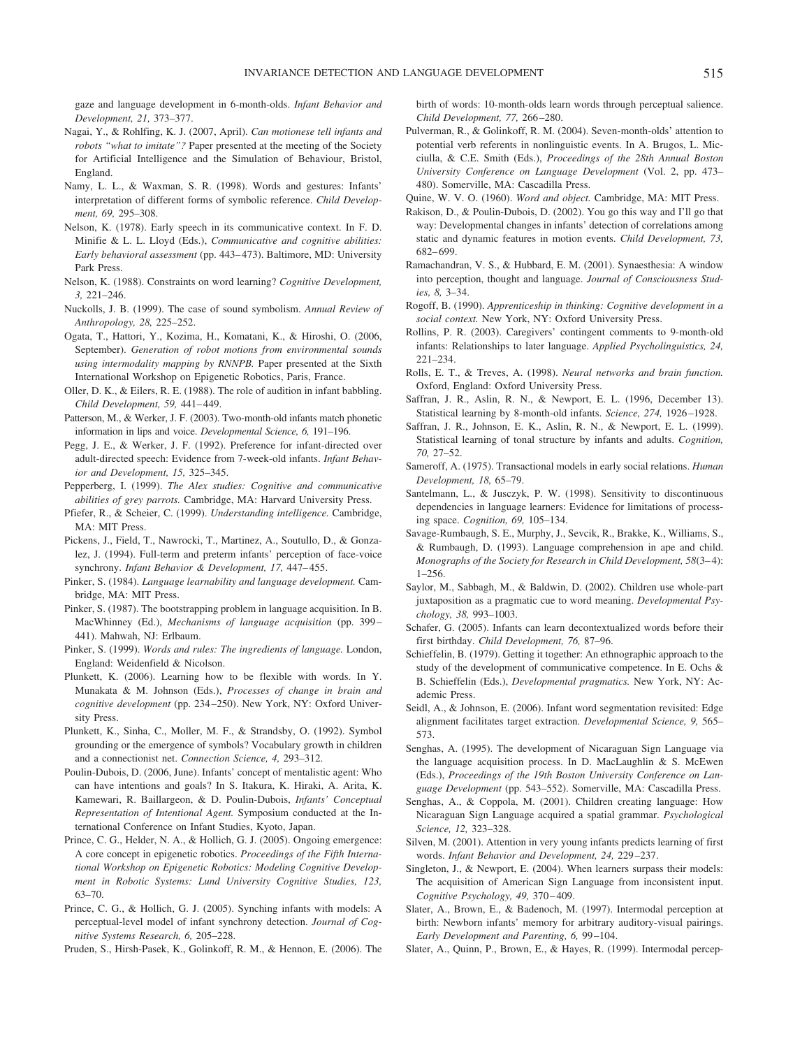gaze and language development in 6-month-olds. *Infant Behavior and Development, 21,* 373–377.

Nagai, Y., & Rohlfing, K. J. (2007, April). *Can motionese tell infants and robots "what to imitate"?* Paper presented at the meeting of the Society for Artificial Intelligence and the Simulation of Behaviour, Bristol, England.

Namy, L. L., & Waxman, S. R. (1998). Words and gestures: Infants' interpretation of different forms of symbolic reference. *Child Development, 69,* 295–308.

Nelson, K. (1978). Early speech in its communicative context. In F. D. Minifie & L. L. Lloyd (Eds.), *Communicative and cognitive abilities: Early behavioral assessment* (pp. 443–473). Baltimore, MD: University Park Press.

Nelson, K. (1988). Constraints on word learning? *Cognitive Development, 3,* 221–246.

Nuckolls, J. B. (1999). The case of sound symbolism. *Annual Review of Anthropology, 28,* 225–252.

Ogata, T., Hattori, Y., Kozima, H., Komatani, K., & Hiroshi, O. (2006, September). *Generation of robot motions from environmental sounds using intermodality mapping by RNNPB.* Paper presented at the Sixth International Workshop on Epigenetic Robotics, Paris, France.

Oller, D. K., & Eilers, R. E. (1988). The role of audition in infant babbling. *Child Development, 59,* 441–449.

Patterson, M., & Werker, J. F. (2003). Two-month-old infants match phonetic information in lips and voice. *Developmental Science, 6,* 191–196.

Pegg, J. E., & Werker, J. F. (1992). Preference for infant-directed over adult-directed speech: Evidence from 7-week-old infants. *Infant Behavior and Development, 15,* 325–345.

Pepperberg, I. (1999). *The Alex studies: Cognitive and communicative abilities of grey parrots.* Cambridge, MA: Harvard University Press.

Pfiefer, R., & Scheier, C. (1999). *Understanding intelligence.* Cambridge, MA: MIT Press.

Pickens, J., Field, T., Nawrocki, T., Martinez, A., Soutullo, D., & Gonzalez, J. (1994). Full-term and preterm infants' perception of face-voice synchrony. *Infant Behavior & Development, 17,* 447–455.

Pinker, S. (1984). *Language learnability and language development.* Cambridge, MA: MIT Press.

Pinker, S. (1987). The bootstrapping problem in language acquisition. In B. MacWhinney (Ed.), *Mechanisms of language acquisition* (pp. 399–441). Mahwah, NJ: Erlbaum.

Pinker, S. (1999). *Words and rules: The ingredients of language.* London, England: Weidenfield & Nicolson.

Plunkett, K. (2006). Learning how to be flexible with words. In Y. Munakata & M. Johnson (Eds.), *Processes of change in brain and cognitive development* (pp. 234–250). New York, NY: Oxford University Press.

Plunkett, K., Sinha, C., Moller, M. F., & Strandsby, O. (1992). Symbol grounding or the emergence of symbols? Vocabulary growth in children and a connectionist net. *Connection Science, 4,* 293–312.

Poulin-Dubois, D. (2006, June). Infants' concept of mentalistic agent: Who can have intentions and goals? In S. Itakura, K. Hiraki, A. Arita, K. Kamewari, R. Baillargeon, & D. Poulin-Dubois, *Infants' Conceptual Representation of Intentional Agent.* Symposium conducted at the International Conference on Infant Studies, Kyoto, Japan.

Prince, C. G., Helder, N. A., & Hollich, G. J. (2005). Ongoing emergence: A core concept in epigenetic robotics. *Proceedings of the Fifth International Workshop on Epigenetic Robotics: Modeling Cognitive Development in Robotic Systems: Lund University Cognitive Studies, 123,* 63–70.

Prince, C. G., & Hollich, G. J. (2005). Synching infants with models: A perceptual-level model of infant synchrony detection. *Journal of Cognitive Systems Research, 6,* 205–228.

Pruden, S., Hirsh-Pasek, K., Golinkoff, R. M., & Hennon, E. (2006). The birth of words: 10-month-olds learn words through perceptual salience. *Child Development, 77,* 266–280.

Pulverman, R., & Golinkoff, R. M. (2004). Seven-month-olds' attention to potential verb referents in nonlinguistic events. In A. Brugos, L. Micciulla, & C.E. Smith (Eds.), *Proceedings of the 28th Annual Boston University Conference on Language Development* (Vol. 2, pp. 473–480). Somerville, MA: Cascadilla Press.

Quine, W. V. O. (1960). *Word and object.* Cambridge, MA: MIT Press.

Rakison, D., & Poulin-Dubois, D. (2002). You go this way and I'll go that way: Developmental changes in infants' detection of correlations among static and dynamic features in motion events. *Child Development, 73,* 682–699.

Ramachandran, V. S., & Hubbard, E. M. (2001). Synaesthesia: A window into perception, thought and language. *Journal of Consciousness Studies, 8,* 3–34.

Rogoff, B. (1990). *Apprenticeship in thinking: Cognitive development in a social context.* New York, NY: Oxford University Press.

Rollins, P. R. (2003). Caregivers' contingent comments to 9-month-old infants: Relationships to later language. *Applied Psycholinguistics, 24,* 221–234.

Rolls, E. T., & Treves, A. (1998). *Neural networks and brain function.* Oxford, England: Oxford University Press.

Saffran, J. R., Aslin, R. N., & Newport, E. L. (1996, December 13). Statistical learning by 8-month-old infants. *Science, 274,* 1926–1928.

Saffran, J. R., Johnson, E. K., Aslin, R. N., & Newport, E. L. (1999). Statistical learning of tonal structure by infants and adults. *Cognition, 70,* 27–52.

Sameroff, A. (1975). Transactional models in early social relations. *Human Development, 18,* 65–79.

Santelmann, L., & Jusczyk, P. W. (1998). Sensitivity to discontinuous dependencies in language learners: Evidence for limitations of processing space. *Cognition, 69,* 105–134.

Savage-Rumbaugh, S. E., Murphy, J., Sevcik, R., Brakke, K., Williams, S., & Rumbaugh, D. (1993). Language comprehension in ape and child. *Monographs of the Society for Research in Child Development, 58*(3–4): 1–256.

Saylor, M., Sabbagh, M., & Baldwin, D. (2002). Children use whole-part juxtaposition as a pragmatic cue to word meaning. *Developmental Psychology, 38,* 993–1003.

Schafer, G. (2005). Infants can learn decontextualized words before their first birthday. *Child Development, 76,* 87–96.

Schieffelin, B. (1979). Getting it together: An ethnographic approach to the study of the development of communicative competence. In E. Ochs & B. Schieffelin (Eds.), *Developmental pragmatics.* New York, NY: Academic Press.

Seidl, A., & Johnson, E. (2006). Infant word segmentation revisited: Edge alignment facilitates target extraction. *Developmental Science, 9,* 565–573.

Senghas, A. (1995). The development of Nicaraguan Sign Language via the language acquisition process. In D. MacLaughlin & S. McEwen (Eds.), *Proceedings of the 19th Boston University Conference on Language Development* (pp. 543–552). Somerville, MA: Cascadilla Press.

Senghas, A., & Coppola, M. (2001). Children creating language: How Nicaraguan Sign Language acquired a spatial grammar. *Psychological Science, 12,* 323–328.

Silven, M. (2001). Attention in very young infants predicts learning of first words. *Infant Behavior and Development, 24,* 229–237.

Singleton, J., & Newport, E. (2004). When learners surpass their models: The acquisition of American Sign Language from inconsistent input. *Cognitive Psychology, 49,* 370–409.

Slater, A., Brown, E., & Badenoch, M. (1997). Intermodal perception at birth: Newborn infants' memory for arbitrary auditory-visual pairings. *Early Development and Parenting, 6,* 99–104.

Slater, A., Quinn, P., Brown, E., & Hayes, R. (1999). Intermodal percep-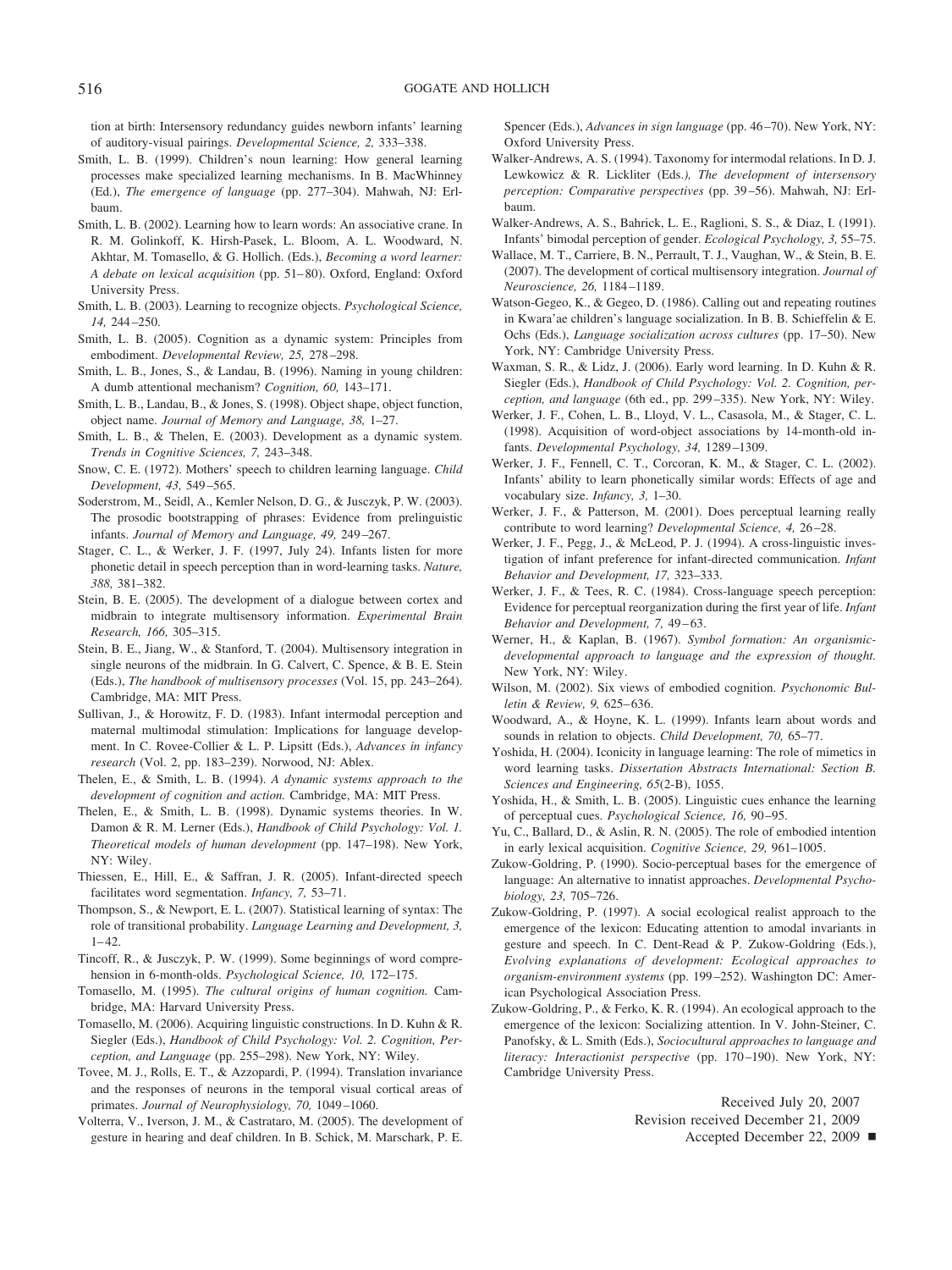tion at birth: Intersensory redundancy guides newborn infants' learning of auditory-visual pairings. *Developmental Science, 2,* 333–338.

Smith, L. B. (1999). Children's noun learning: How general learning processes make specialized learning mechanisms. In B. MacWhinney (Ed.), *The emergence of language* (pp. 277–304). Mahwah, NJ: Erlbaum.

Smith, L. B. (2002). Learning how to learn words: An associative crane. In R. M. Golinkoff, K. Hirsh-Pasek, L. Bloom, A. L. Woodward, N. Akhtar, M. Tomasello, & G. Hollich. (Eds.), *Becoming a word learner: A debate on lexical acquisition* (pp. 51–80). Oxford, England: Oxford University Press.

Smith, L. B. (2003). Learning to recognize objects. *Psychological Science, 14,* 244–250.

Smith, L. B. (2005). Cognition as a dynamic system: Principles from embodiment. *Developmental Review, 25,* 278–298.

Smith, L. B., Jones, S., & Landau, B. (1996). Naming in young children: A dumb attentional mechanism? *Cognition, 60,* 143–171.

Smith, L. B., Landau, B., & Jones, S. (1998). Object shape, object function, object name. *Journal of Memory and Language, 38,* 1–27.

Smith, L. B., & Thelen, E. (2003). Development as a dynamic system. *Trends in Cognitive Sciences, 7,* 243–348.

Snow, C. E. (1972). Mothers' speech to children learning language. *Child Development, 43,* 549–565.

Soderstrom, M., Seidl, A., Kemler Nelson, D. G., & Jusczyk, P. W. (2003). The prosodic bootstrapping of phrases: Evidence from prelinguistic infants. *Journal of Memory and Language, 49,* 249–267.

Stager, C. L., & Werker, J. F. (1997, July 24). Infants listen for more phonetic detail in speech perception than in word-learning tasks. *Nature, 388,* 381–382.

Stein, B. E. (2005). The development of a dialogue between cortex and midbrain to integrate multisensory information. *Experimental Brain Research, 166,* 305–315.

Stein, B. E., Jiang, W., & Stanford, T. (2004). Multisensory integration in single neurons of the midbrain. In G. Calvert, C. Spence, & B. E. Stein (Eds.), *The handbook of multisensory processes* (Vol. 15, pp. 243–264). Cambridge, MA: MIT Press.

Sullivan, J., & Horowitz, F. D. (1983). Infant intermodal perception and maternal multimodal stimulation: Implications for language development. In C. Rovee-Collier & L. P. Lipsitt (Eds.), *Advances in infancy research* (Vol. 2, pp. 183–239). Norwood, NJ: Ablex.

Thelen, E., & Smith, L. B. (1994). *A dynamic systems approach to the development of cognition and action.* Cambridge, MA: MIT Press.

Thelen, E., & Smith, L. B. (1998). Dynamic systems theories. In W. Damon & R. M. Lerner (Eds.), *Handbook of Child Psychology: Vol. 1. Theoretical models of human development* (pp. 147–198). New York, NY: Wiley.

Thiessen, E., Hill, E., & Saffran, J. R. (2005). Infant-directed speech facilitates word segmentation. *Infancy, 7,* 53–71.

Thompson, S., & Newport, E. L. (2007). Statistical learning of syntax: The role of transitional probability. *Language Learning and Development, 3,* 1–42.

Tincoff, R., & Jusczyk, P. W. (1999). Some beginnings of word comprehension in 6-month-olds. *Psychological Science, 10,* 172–175.

Tomasello, M. (1995). *The cultural origins of human cognition.* Cambridge, MA: Harvard University Press.

Tomasello, M. (2006). Acquiring linguistic constructions. In D. Kuhn & R. Siegler (Eds.), *Handbook of Child Psychology: Vol. 2. Cognition, Perception, and Language* (pp. 255–298). New York, NY: Wiley.

Tovee, M. J., Rolls, E. T., & Azzopardi, P. (1994). Translation invariance and the responses of neurons in the temporal visual cortical areas of primates. *Journal of Neurophysiology, 70,* 1049–1060.

Volterra, V., Iverson, J. M., & Castrataro, M. (2005). The development of gesture in hearing and deaf children. In B. Schick, M. Marschark, P. E. Spencer (Eds.), *Advances in sign language* (pp. 46–70). New York, NY: Oxford University Press.

Walker-Andrews, A. S. (1994). Taxonomy for intermodal relations. In D. J. Lewkowicz & R. Lickliter (Eds.*), The development of intersensory perception: Comparative perspectives* (pp. 39–56). Mahwah, NJ: Erlbaum.

Walker-Andrews, A. S., Bahrick, L. E., Raglioni, S. S., & Diaz, I. (1991). Infants' bimodal perception of gender. *Ecological Psychology, 3,* 55–75.

Wallace, M. T., Carriere, B. N., Perrault, T. J., Vaughan, W., & Stein, B. E. (2007). The development of cortical multisensory integration. *Journal of Neuroscience, 26,* 1184–1189.

Watson-Gegeo, K., & Gegeo, D. (1986). Calling out and repeating routines in Kwara'ae children's language socialization. In B. B. Schieffelin & E. Ochs (Eds.), *Language socialization across cultures* (pp. 17–50). New York, NY: Cambridge University Press.

Waxman, S. R., & Lidz, J. (2006). Early word learning. In D. Kuhn & R. Siegler (Eds.), *Handbook of Child Psychology: Vol. 2. Cognition, perception, and language* (6th ed., pp. 299–335). New York, NY: Wiley.

Werker, J. F., Cohen, L. B., Lloyd, V. L., Casasola, M., & Stager, C. L. (1998). Acquisition of word-object associations by 14-month-old infants. *Developmental Psychology, 34,* 1289–1309.

Werker, J. F., Fennell, C. T., Corcoran, K. M., & Stager, C. L. (2002). Infants' ability to learn phonetically similar words: Effects of age and vocabulary size. *Infancy, 3,* 1–30.

Werker, J. F., & Patterson, M. (2001). Does perceptual learning really contribute to word learning? *Developmental Science, 4,* 26–28.

Werker, J. F., Pegg, J., & McLeod, P. J. (1994). A cross-linguistic investigation of infant preference for infant-directed communication. *Infant Behavior and Development, 17,* 323–333.

Werker, J. F., & Tees, R. C. (1984). Cross-language speech perception: Evidence for perceptual reorganization during the first year of life. *Infant Behavior and Development, 7,* 49–63.

Werner, H., & Kaplan, B. (1967). *Symbol formation: An organismic-developmental approach to language and the expression of thought.* New York, NY: Wiley.

Wilson, M. (2002). Six views of embodied cognition. *Psychonomic Bulletin & Review, 9,* 625–636.

Woodward, A., & Hoyne, K. L. (1999). Infants learn about words and sounds in relation to objects. *Child Development, 70,* 65–77.

Yoshida, H. (2004). Iconicity in language learning: The role of mimetics in word learning tasks. *Dissertation Abstracts International: Section B. Sciences and Engineering, 65*(2-B), 1055.

Yoshida, H., & Smith, L. B. (2005). Linguistic cues enhance the learning of perceptual cues. *Psychological Science, 16,* 90–95.

Yu, C., Ballard, D., & Aslin, R. N. (2005). The role of embodied intention in early lexical acquisition. *Cognitive Science, 29,* 961–1005.

Zukow-Goldring, P. (1990). Socio-perceptual bases for the emergence of language: An alternative to innatist approaches. *Developmental Psychobiology, 23,* 705–726.

Zukow-Goldring, P. (1997). A social ecological realist approach to the emergence of the lexicon: Educating attention to amodal invariants in gesture and speech. In C. Dent-Read & P. Zukow-Goldring (Eds.), *Evolving explanations of development: Ecological approaches to organism-environment systems* (pp. 199–252). Washington DC: American Psychological Association Press.

Zukow-Goldring, P., & Ferko, K. R. (1994). An ecological approach to the emergence of the lexicon: Socializing attention. In V. John-Steiner, C. Panofsky, & L. Smith (Eds.), *Sociocultural approaches to language and literacy: Interactionist perspective* (pp. 170–190). New York, NY: Cambridge University Press.

Received July 20, 2007
Revision received December 21, 2009
Accepted December 22, 2009 ■